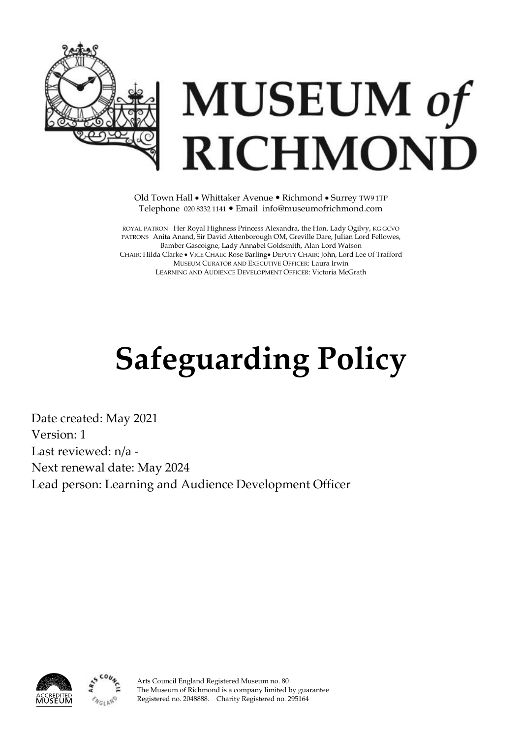# MUSEUM *of* RICHMOND

Old Town Hall • Whittaker Avenue • Richmond • Surrey TW9 1TP
Telephone 020 8332 1141 • Email info@museumofrichmond.com

ROYAL PATRON Her Royal Highness Princess Alexandra, the Hon. Lady Ogilvy, KG GCVO
PATRONS Anita Anand, Sir David Attenborough OM, Greville Dare, Julian Lord Fellowes, Bamber Gascoigne, Lady Annabel Goldsmith, Alan Lord Watson
CHAIR: Hilda Clarke • VICE CHAIR: Rose Barling• DEPUTY CHAIR: John, Lord Lee of Trafford
MUSEUM CURATOR AND EXECUTIVE OFFICER: Laura Irwin
LEARNING AND AUDIENCE DEVELOPMENT OFFICER: Victoria McGrath

# Safeguarding Policy

Date created: May 2021
Version: 1
Last reviewed: n/a -
Next renewal date: May 2024
Lead person: Learning and Audience Development Officer

ACCREDITED MUSEUM

ARTS COUNCIL ENGLAND

Arts Council England Registered Museum no. 80
The Museum of Richmond is a company limited by guarantee
Registered no. 2048888. Charity Registered no. 295164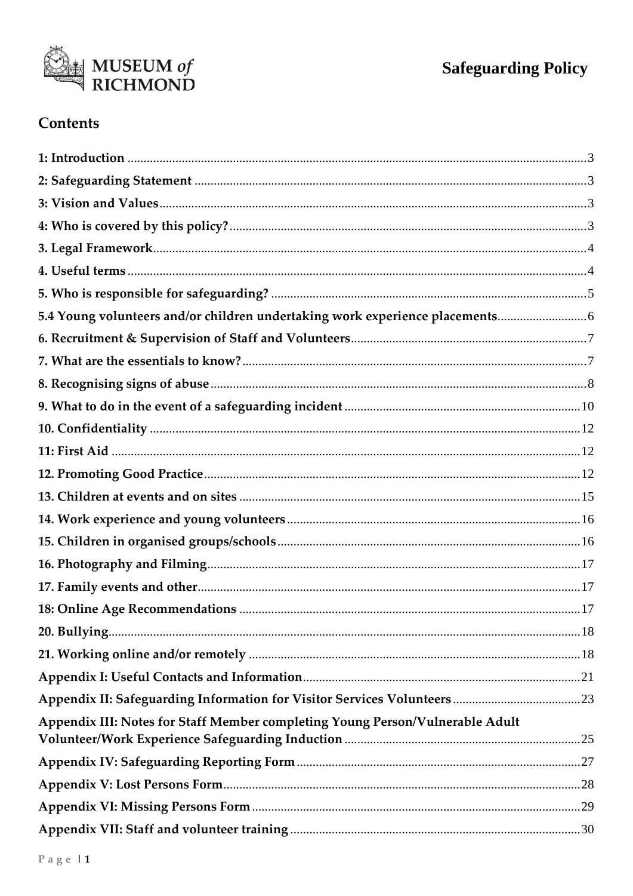# Safeguarding Policy

## Contents

1: Introduction ........ 3
2: Safeguarding Statement ........ 3
3: Vision and Values ........ 3
4: Who is covered by this policy? ........ 3
3. Legal Framework ........ 4
4. Useful terms ........ 4
5. Who is responsible for safeguarding? ........ 5
5.4 Young volunteers and/or children undertaking work experience placements ........ 6
6. Recruitment & Supervision of Staff and Volunteers ........ 7
7. What are the essentials to know? ........ 7
8. Recognising signs of abuse ........ 8
9. What to do in the event of a safeguarding incident ........ 10
10. Confidentiality ........ 12
11: First Aid ........ 12
12. Promoting Good Practice ........ 12
13. Children at events and on sites ........ 15
14. Work experience and young volunteers ........ 16
15. Children in organised groups/schools ........ 16
16. Photography and Filming ........ 17
17. Family events and other ........ 17
18: Online Age Recommendations ........ 17
20. Bullying ........ 18
21. Working online and/or remotely ........ 18
Appendix I: Useful Contacts and Information ........ 21
Appendix II: Safeguarding Information for Visitor Services Volunteers ........ 23
Appendix III: Notes for Staff Member completing Young Person/Vulnerable Adult Volunteer/Work Experience Safeguarding Induction ........ 25
Appendix IV: Safeguarding Reporting Form ........ 27
Appendix V: Lost Persons Form ........ 28
Appendix VI: Missing Persons Form ........ 29
Appendix VII: Staff and volunteer training ........ 30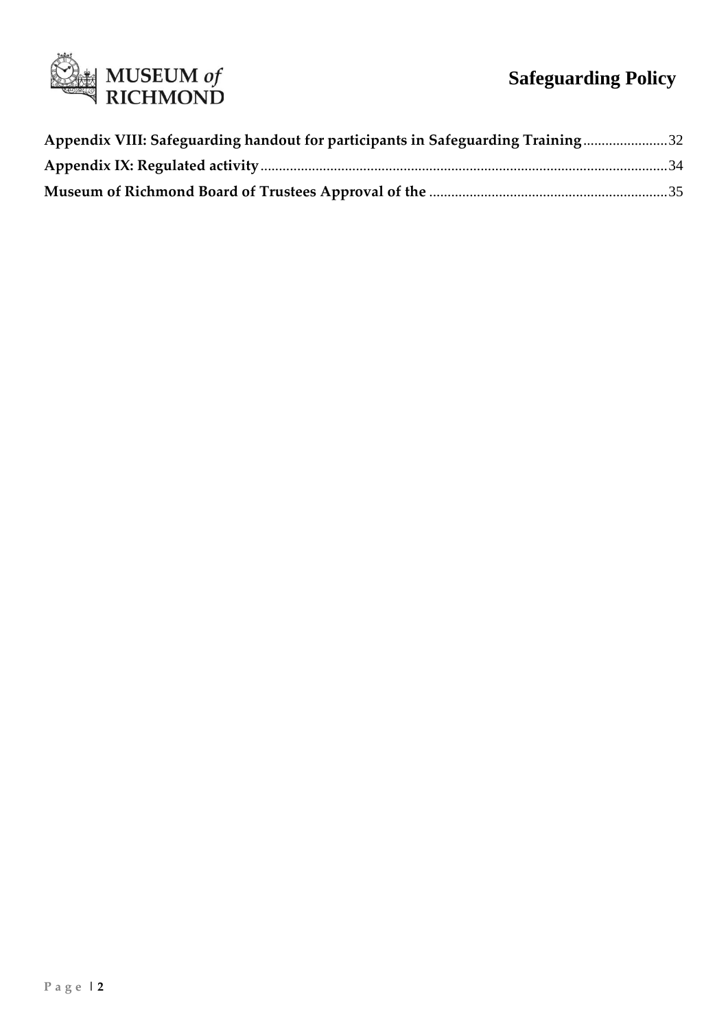**Appendix VIII: Safeguarding handout for participants in Safeguarding Training**.......................32

**Appendix IX: Regulated activity**...........................................................................................................34

**Museum of Richmond Board of Trustees Approval of the** ..................................................................35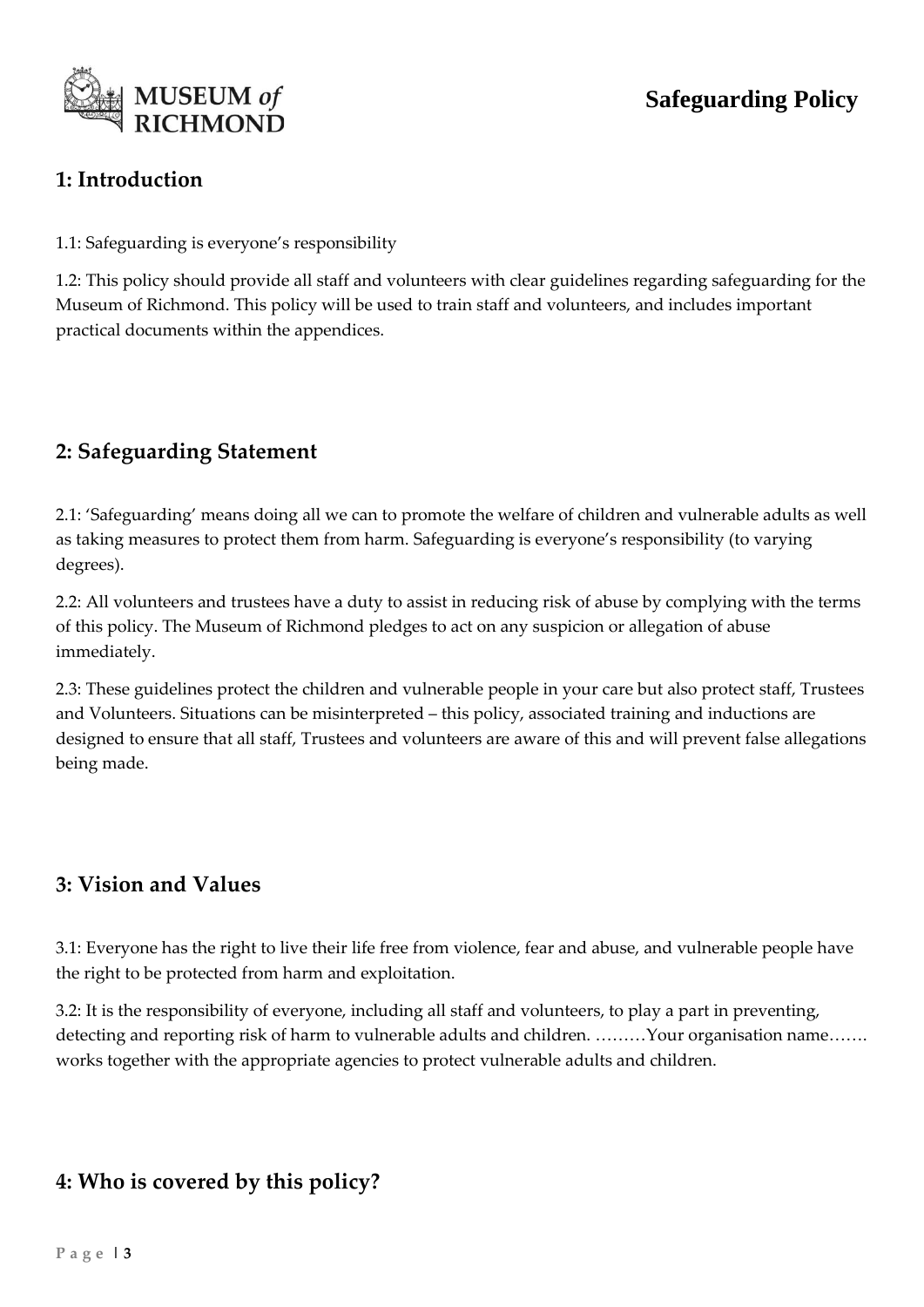# Safeguarding Policy

## 1: Introduction

1.1: Safeguarding is everyone's responsibility

1.2: This policy should provide all staff and volunteers with clear guidelines regarding safeguarding for the Museum of Richmond. This policy will be used to train staff and volunteers, and includes important practical documents within the appendices.

## 2: Safeguarding Statement

2.1: 'Safeguarding' means doing all we can to promote the welfare of children and vulnerable adults as well as taking measures to protect them from harm. Safeguarding is everyone's responsibility (to varying degrees).

2.2: All volunteers and trustees have a duty to assist in reducing risk of abuse by complying with the terms of this policy. The Museum of Richmond pledges to act on any suspicion or allegation of abuse immediately.

2.3: These guidelines protect the children and vulnerable people in your care but also protect staff, Trustees and Volunteers. Situations can be misinterpreted – this policy, associated training and inductions are designed to ensure that all staff, Trustees and volunteers are aware of this and will prevent false allegations being made.

## 3: Vision and Values

3.1: Everyone has the right to live their life free from violence, fear and abuse, and vulnerable people have the right to be protected from harm and exploitation.

3.2: It is the responsibility of everyone, including all staff and volunteers, to play a part in preventing, detecting and reporting risk of harm to vulnerable adults and children. ………Your organisation name……. works together with the appropriate agencies to protect vulnerable adults and children.

## 4: Who is covered by this policy?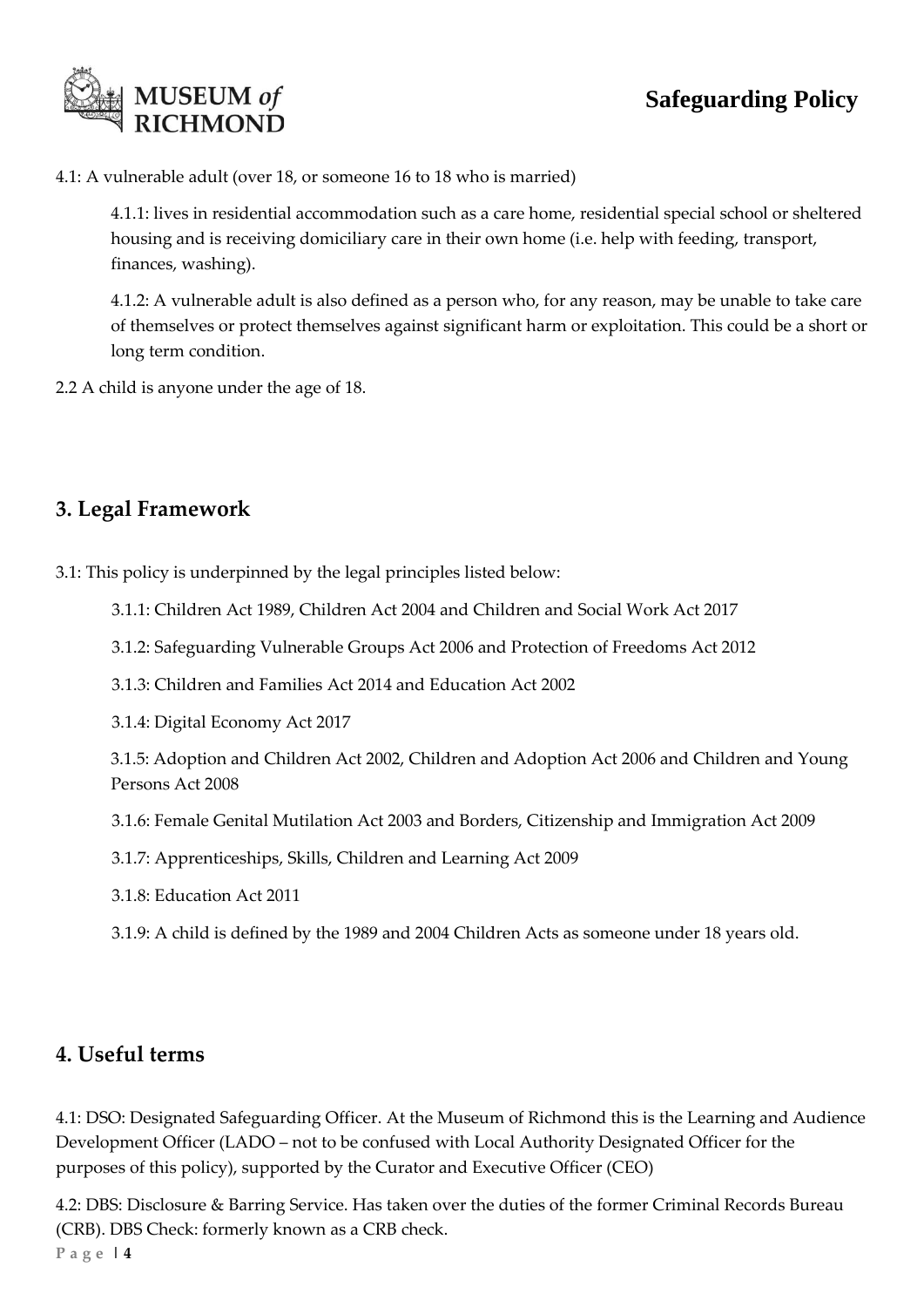4.1: A vulnerable adult (over 18, or someone 16 to 18 who is married)

> 4.1.1: lives in residential accommodation such as a care home, residential special school or sheltered housing and is receiving domiciliary care in their own home (i.e. help with feeding, transport, finances, washing).
>
> 4.1.2: A vulnerable adult is also defined as a person who, for any reason, may be unable to take care of themselves or protect themselves against significant harm or exploitation. This could be a short or long term condition.

2.2 A child is anyone under the age of 18.

## 3. Legal Framework

3.1: This policy is underpinned by the legal principles listed below:

> 3.1.1: Children Act 1989, Children Act 2004 and Children and Social Work Act 2017
>
> 3.1.2: Safeguarding Vulnerable Groups Act 2006 and Protection of Freedoms Act 2012
>
> 3.1.3: Children and Families Act 2014 and Education Act 2002
>
> 3.1.4: Digital Economy Act 2017
>
> 3.1.5: Adoption and Children Act 2002, Children and Adoption Act 2006 and Children and Young Persons Act 2008
>
> 3.1.6: Female Genital Mutilation Act 2003 and Borders, Citizenship and Immigration Act 2009
>
> 3.1.7: Apprenticeships, Skills, Children and Learning Act 2009
>
> 3.1.8: Education Act 2011
>
> 3.1.9: A child is defined by the 1989 and 2004 Children Acts as someone under 18 years old.

## 4. Useful terms

4.1: DSO: Designated Safeguarding Officer. At the Museum of Richmond this is the Learning and Audience Development Officer (LADO – not to be confused with Local Authority Designated Officer for the purposes of this policy), supported by the Curator and Executive Officer (CEO)

4.2: DBS: Disclosure & Barring Service. Has taken over the duties of the former Criminal Records Bureau (CRB). DBS Check: formerly known as a CRB check.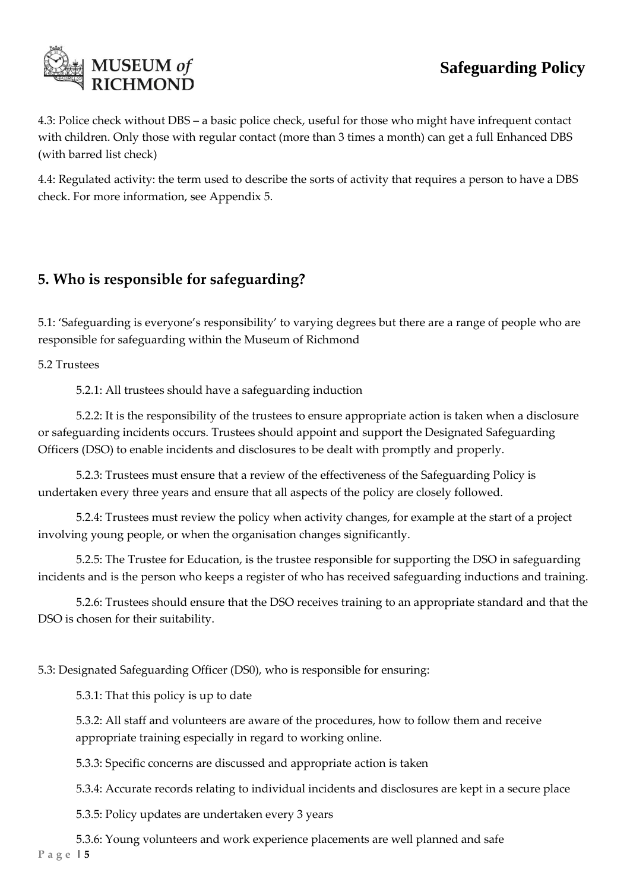4.3: Police check without DBS – a basic police check, useful for those who might have infrequent contact with children. Only those with regular contact (more than 3 times a month) can get a full Enhanced DBS (with barred list check)

4.4: Regulated activity: the term used to describe the sorts of activity that requires a person to have a DBS check. For more information, see Appendix 5.

## 5. Who is responsible for safeguarding?

5.1: 'Safeguarding is everyone's responsibility' to varying degrees but there are a range of people who are responsible for safeguarding within the Museum of Richmond

5.2 Trustees

5.2.1: All trustees should have a safeguarding induction

5.2.2: It is the responsibility of the trustees to ensure appropriate action is taken when a disclosure or safeguarding incidents occurs. Trustees should appoint and support the Designated Safeguarding Officers (DSO) to enable incidents and disclosures to be dealt with promptly and properly.

5.2.3: Trustees must ensure that a review of the effectiveness of the Safeguarding Policy is undertaken every three years and ensure that all aspects of the policy are closely followed.

5.2.4: Trustees must review the policy when activity changes, for example at the start of a project involving young people, or when the organisation changes significantly.

5.2.5: The Trustee for Education, is the trustee responsible for supporting the DSO in safeguarding incidents and is the person who keeps a register of who has received safeguarding inductions and training.

5.2.6: Trustees should ensure that the DSO receives training to an appropriate standard and that the DSO is chosen for their suitability.

5.3: Designated Safeguarding Officer (DS0), who is responsible for ensuring:

5.3.1: That this policy is up to date

5.3.2: All staff and volunteers are aware of the procedures, how to follow them and receive appropriate training especially in regard to working online.

5.3.3: Specific concerns are discussed and appropriate action is taken

5.3.4: Accurate records relating to individual incidents and disclosures are kept in a secure place

5.3.5: Policy updates are undertaken every 3 years

5.3.6: Young volunteers and work experience placements are well planned and safe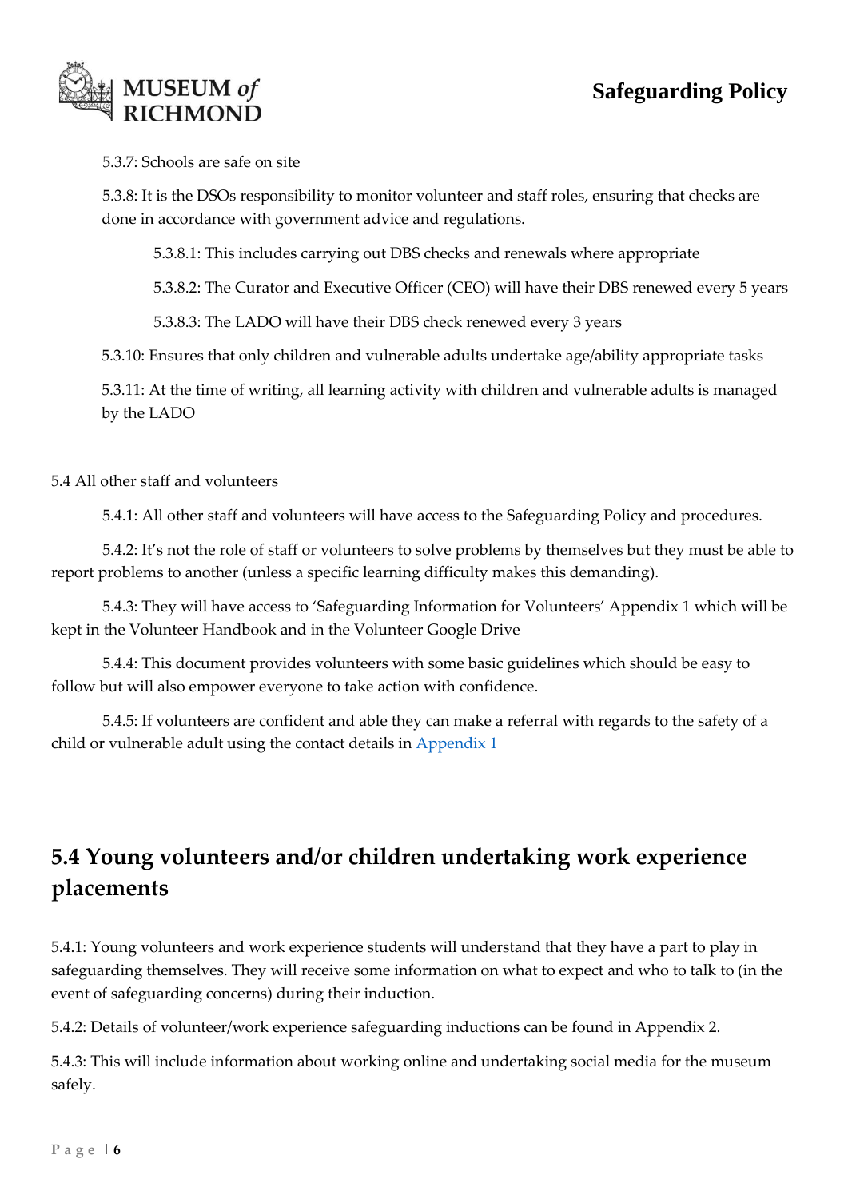5.3.7: Schools are safe on site

5.3.8: It is the DSOs responsibility to monitor volunteer and staff roles, ensuring that checks are done in accordance with government advice and regulations.

5.3.8.1: This includes carrying out DBS checks and renewals where appropriate

5.3.8.2: The Curator and Executive Officer (CEO) will have their DBS renewed every 5 years

5.3.8.3: The LADO will have their DBS check renewed every 3 years

5.3.10: Ensures that only children and vulnerable adults undertake age/ability appropriate tasks

5.3.11: At the time of writing, all learning activity with children and vulnerable adults is managed by the LADO

5.4 All other staff and volunteers

5.4.1: All other staff and volunteers will have access to the Safeguarding Policy and procedures.

5.4.2: It's not the role of staff or volunteers to solve problems by themselves but they must be able to report problems to another (unless a specific learning difficulty makes this demanding).

5.4.3: They will have access to 'Safeguarding Information for Volunteers' Appendix 1 which will be kept in the Volunteer Handbook and in the Volunteer Google Drive

5.4.4: This document provides volunteers with some basic guidelines which should be easy to follow but will also empower everyone to take action with confidence.

5.4.5: If volunteers are confident and able they can make a referral with regards to the safety of a child or vulnerable adult using the contact details in Appendix 1

## 5.4 Young volunteers and/or children undertaking work experience placements

5.4.1: Young volunteers and work experience students will understand that they have a part to play in safeguarding themselves. They will receive some information on what to expect and who to talk to (in the event of safeguarding concerns) during their induction.

5.4.2: Details of volunteer/work experience safeguarding inductions can be found in Appendix 2.

5.4.3: This will include information about working online and undertaking social media for the museum safely.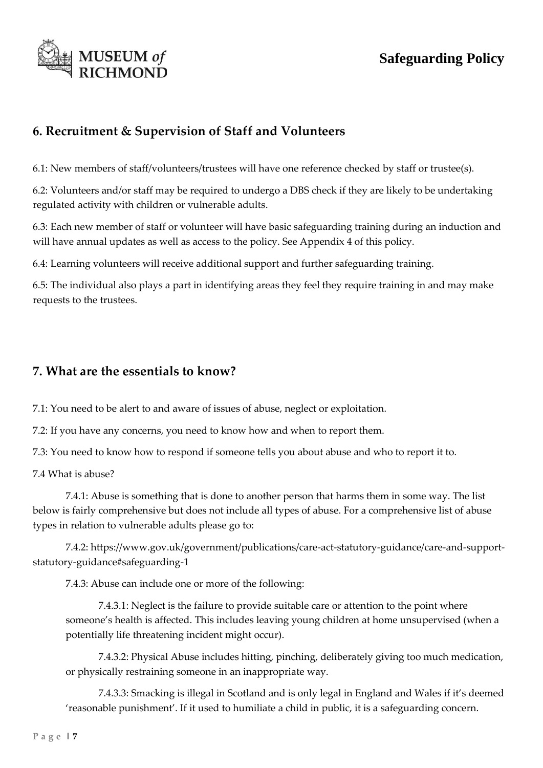## 6. Recruitment & Supervision of Staff and Volunteers

6.1: New members of staff/volunteers/trustees will have one reference checked by staff or trustee(s).

6.2: Volunteers and/or staff may be required to undergo a DBS check if they are likely to be undertaking regulated activity with children or vulnerable adults.

6.3: Each new member of staff or volunteer will have basic safeguarding training during an induction and will have annual updates as well as access to the policy. See Appendix 4 of this policy.

6.4: Learning volunteers will receive additional support and further safeguarding training.

6.5: The individual also plays a part in identifying areas they feel they require training in and may make requests to the trustees.

## 7. What are the essentials to know?

7.1: You need to be alert to and aware of issues of abuse, neglect or exploitation.

7.2: If you have any concerns, you need to know how and when to report them.

7.3: You need to know how to respond if someone tells you about abuse and who to report it to.

7.4 What is abuse?

7.4.1: Abuse is something that is done to another person that harms them in some way. The list below is fairly comprehensive but does not include all types of abuse. For a comprehensive list of abuse types in relation to vulnerable adults please go to:

7.4.2: https://www.gov.uk/government/publications/care-act-statutory-guidance/care-and-support-statutory-guidance#safeguarding-1

7.4.3: Abuse can include one or more of the following:

7.4.3.1: Neglect is the failure to provide suitable care or attention to the point where someone's health is affected. This includes leaving young children at home unsupervised (when a potentially life threatening incident might occur).

7.4.3.2: Physical Abuse includes hitting, pinching, deliberately giving too much medication, or physically restraining someone in an inappropriate way.

7.4.3.3: Smacking is illegal in Scotland and is only legal in England and Wales if it's deemed 'reasonable punishment'. If it used to humiliate a child in public, it is a safeguarding concern.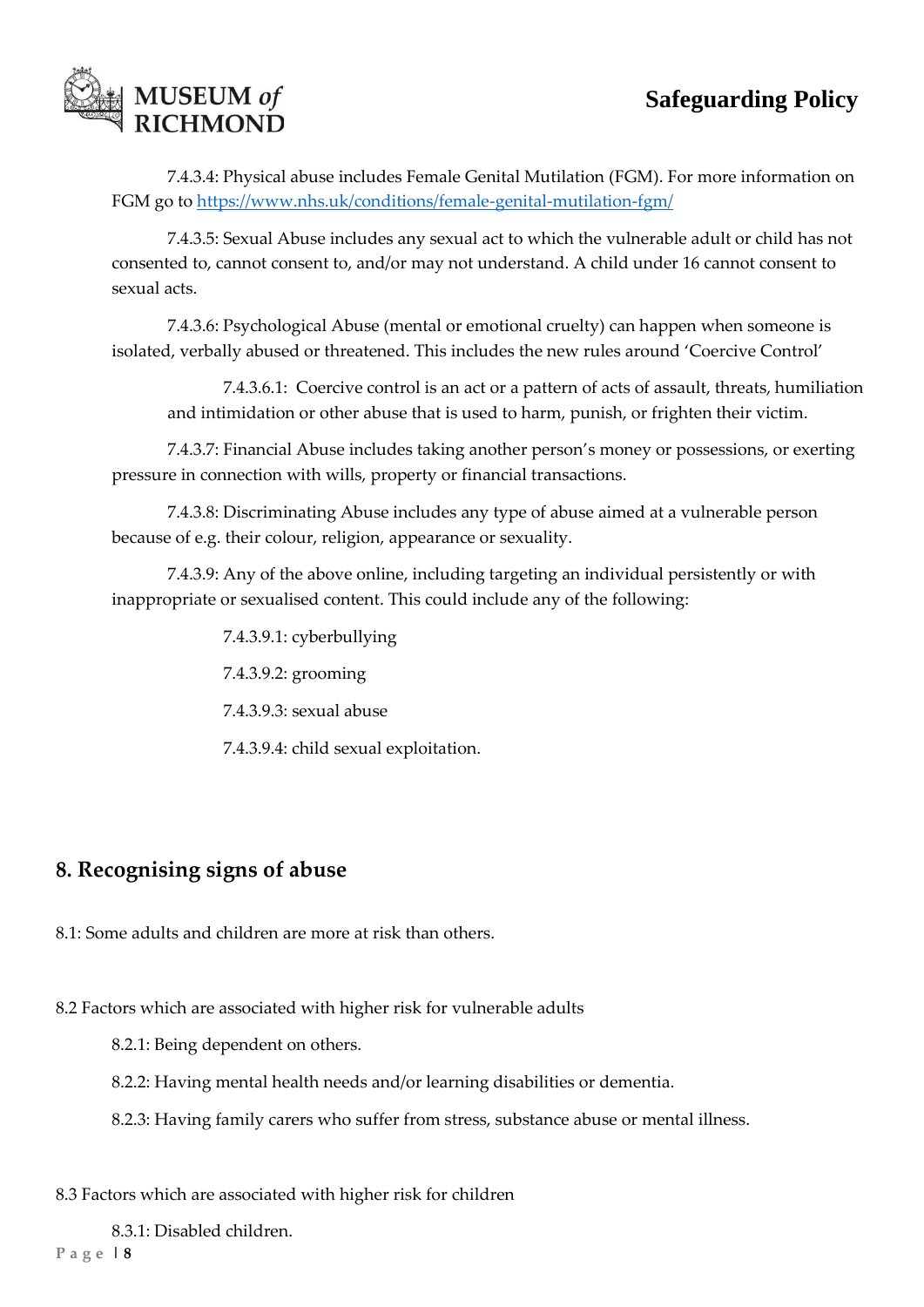7.4.3.4: Physical abuse includes Female Genital Mutilation (FGM). For more information on FGM go to [https://www.nhs.uk/conditions/female-genital-mutilation-fgm/](https://www.nhs.uk/conditions/female-genital-mutilation-fgm/)

7.4.3.5: Sexual Abuse includes any sexual act to which the vulnerable adult or child has not consented to, cannot consent to, and/or may not understand. A child under 16 cannot consent to sexual acts.

7.4.3.6: Psychological Abuse (mental or emotional cruelty) can happen when someone is isolated, verbally abused or threatened. This includes the new rules around 'Coercive Control'

7.4.3.6.1: Coercive control is an act or a pattern of acts of assault, threats, humiliation and intimidation or other abuse that is used to harm, punish, or frighten their victim.

7.4.3.7: Financial Abuse includes taking another person's money or possessions, or exerting pressure in connection with wills, property or financial transactions.

7.4.3.8: Discriminating Abuse includes any type of abuse aimed at a vulnerable person because of e.g. their colour, religion, appearance or sexuality.

7.4.3.9: Any of the above online, including targeting an individual persistently or with inappropriate or sexualised content. This could include any of the following:

7.4.3.9.1: cyberbullying

7.4.3.9.2: grooming

7.4.3.9.3: sexual abuse

7.4.3.9.4: child sexual exploitation.

## 8. Recognising signs of abuse

8.1: Some adults and children are more at risk than others.

8.2 Factors which are associated with higher risk for vulnerable adults

8.2.1: Being dependent on others.

8.2.2: Having mental health needs and/or learning disabilities or dementia.

8.2.3: Having family carers who suffer from stress, substance abuse or mental illness.

8.3 Factors which are associated with higher risk for children

8.3.1: Disabled children.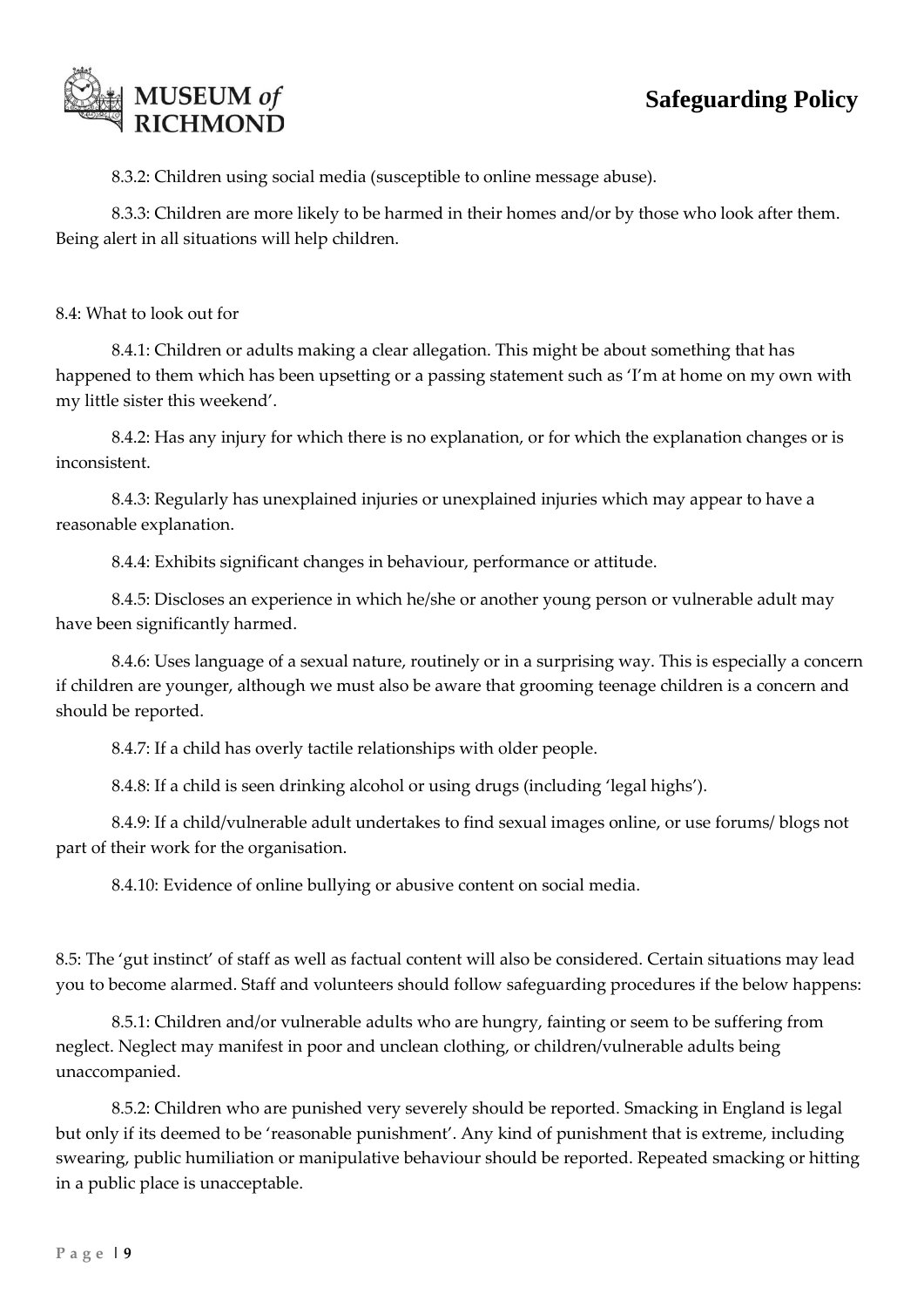8.3.2: Children using social media (susceptible to online message abuse).

8.3.3: Children are more likely to be harmed in their homes and/or by those who look after them. Being alert in all situations will help children.

8.4: What to look out for

8.4.1: Children or adults making a clear allegation. This might be about something that has happened to them which has been upsetting or a passing statement such as 'I'm at home on my own with my little sister this weekend'.

8.4.2: Has any injury for which there is no explanation, or for which the explanation changes or is inconsistent.

8.4.3: Regularly has unexplained injuries or unexplained injuries which may appear to have a reasonable explanation.

8.4.4: Exhibits significant changes in behaviour, performance or attitude.

8.4.5: Discloses an experience in which he/she or another young person or vulnerable adult may have been significantly harmed.

8.4.6: Uses language of a sexual nature, routinely or in a surprising way. This is especially a concern if children are younger, although we must also be aware that grooming teenage children is a concern and should be reported.

8.4.7: If a child has overly tactile relationships with older people.

8.4.8: If a child is seen drinking alcohol or using drugs (including 'legal highs').

8.4.9: If a child/vulnerable adult undertakes to find sexual images online, or use forums/ blogs not part of their work for the organisation.

8.4.10: Evidence of online bullying or abusive content on social media.

8.5: The 'gut instinct' of staff as well as factual content will also be considered. Certain situations may lead you to become alarmed. Staff and volunteers should follow safeguarding procedures if the below happens:

8.5.1: Children and/or vulnerable adults who are hungry, fainting or seem to be suffering from neglect. Neglect may manifest in poor and unclean clothing, or children/vulnerable adults being unaccompanied.

8.5.2: Children who are punished very severely should be reported. Smacking in England is legal but only if its deemed to be 'reasonable punishment'. Any kind of punishment that is extreme, including swearing, public humiliation or manipulative behaviour should be reported. Repeated smacking or hitting in a public place is unacceptable.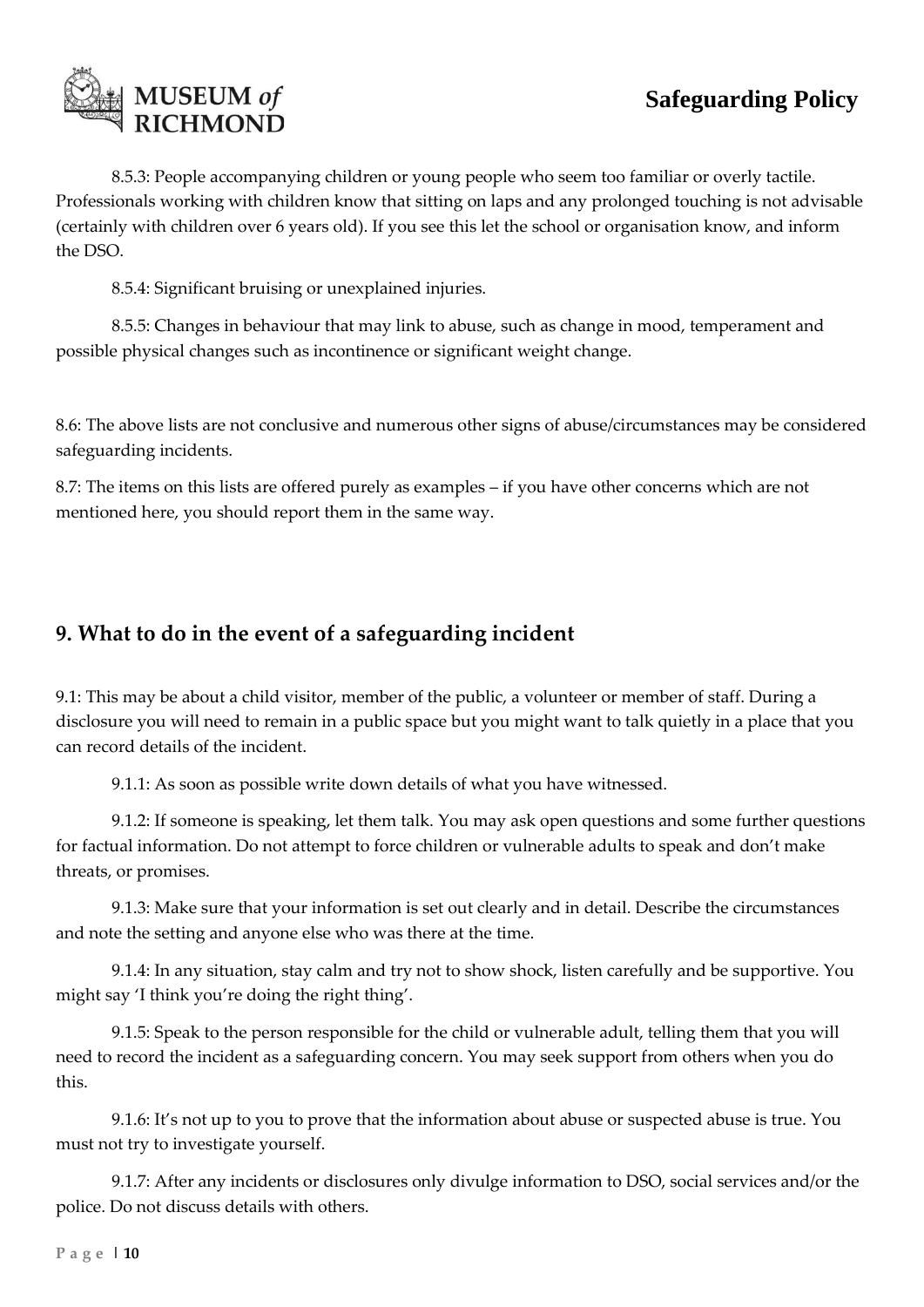8.5.3: People accompanying children or young people who seem too familiar or overly tactile. Professionals working with children know that sitting on laps and any prolonged touching is not advisable (certainly with children over 6 years old). If you see this let the school or organisation know, and inform the DSO.

8.5.4: Significant bruising or unexplained injuries.

8.5.5: Changes in behaviour that may link to abuse, such as change in mood, temperament and possible physical changes such as incontinence or significant weight change.

8.6: The above lists are not conclusive and numerous other signs of abuse/circumstances may be considered safeguarding incidents.

8.7: The items on this lists are offered purely as examples – if you have other concerns which are not mentioned here, you should report them in the same way.

## 9. What to do in the event of a safeguarding incident

9.1: This may be about a child visitor, member of the public, a volunteer or member of staff. During a disclosure you will need to remain in a public space but you might want to talk quietly in a place that you can record details of the incident.

9.1.1: As soon as possible write down details of what you have witnessed.

9.1.2: If someone is speaking, let them talk. You may ask open questions and some further questions for factual information. Do not attempt to force children or vulnerable adults to speak and don't make threats, or promises.

9.1.3: Make sure that your information is set out clearly and in detail. Describe the circumstances and note the setting and anyone else who was there at the time.

9.1.4: In any situation, stay calm and try not to show shock, listen carefully and be supportive. You might say 'I think you're doing the right thing'.

9.1.5: Speak to the person responsible for the child or vulnerable adult, telling them that you will need to record the incident as a safeguarding concern. You may seek support from others when you do this.

9.1.6: It's not up to you to prove that the information about abuse or suspected abuse is true. You must not try to investigate yourself.

9.1.7: After any incidents or disclosures only divulge information to DSO, social services and/or the police. Do not discuss details with others.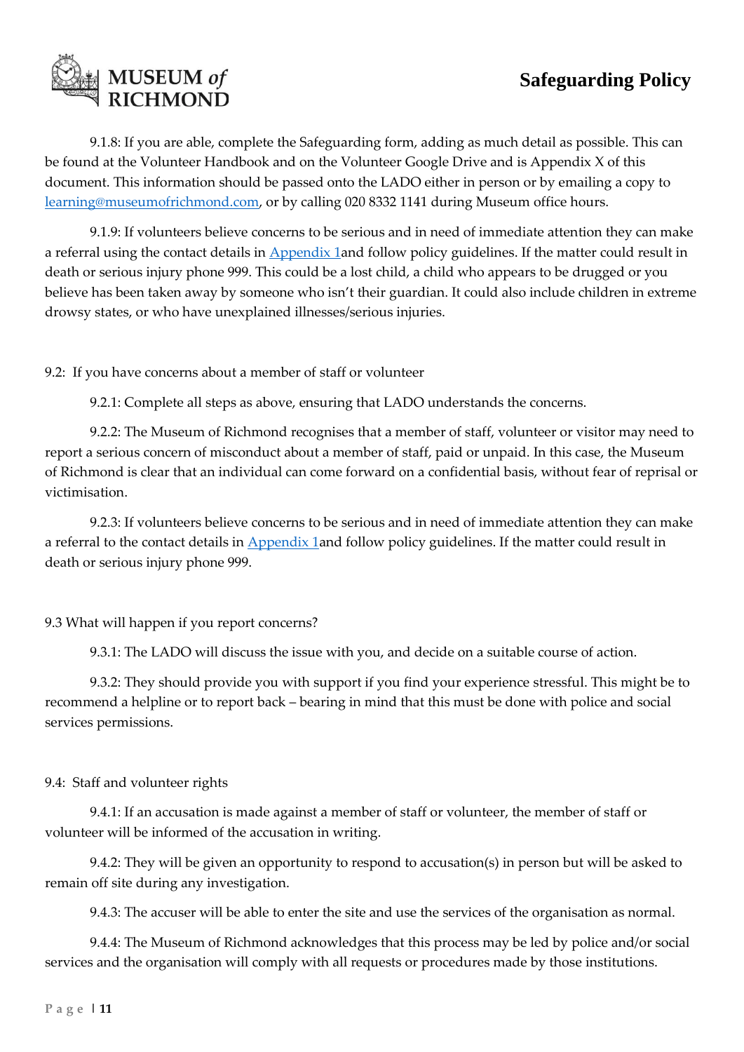9.1.8: If you are able, complete the Safeguarding form, adding as much detail as possible. This can be found at the Volunteer Handbook and on the Volunteer Google Drive and is Appendix X of this document. This information should be passed onto the LADO either in person or by emailing a copy to learning@museumofrichmond.com, or by calling 020 8332 1141 during Museum office hours.

9.1.9: If volunteers believe concerns to be serious and in need of immediate attention they can make a referral using the contact details in Appendix 1and follow policy guidelines. If the matter could result in death or serious injury phone 999. This could be a lost child, a child who appears to be drugged or you believe has been taken away by someone who isn't their guardian. It could also include children in extreme drowsy states, or who have unexplained illnesses/serious injuries.

9.2: If you have concerns about a member of staff or volunteer

9.2.1: Complete all steps as above, ensuring that LADO understands the concerns.

9.2.2: The Museum of Richmond recognises that a member of staff, volunteer or visitor may need to report a serious concern of misconduct about a member of staff, paid or unpaid. In this case, the Museum of Richmond is clear that an individual can come forward on a confidential basis, without fear of reprisal or victimisation.

9.2.3: If volunteers believe concerns to be serious and in need of immediate attention they can make a referral to the contact details in Appendix 1and follow policy guidelines. If the matter could result in death or serious injury phone 999.

9.3 What will happen if you report concerns?

9.3.1: The LADO will discuss the issue with you, and decide on a suitable course of action.

9.3.2: They should provide you with support if you find your experience stressful. This might be to recommend a helpline or to report back – bearing in mind that this must be done with police and social services permissions.

9.4: Staff and volunteer rights

9.4.1: If an accusation is made against a member of staff or volunteer, the member of staff or volunteer will be informed of the accusation in writing.

9.4.2: They will be given an opportunity to respond to accusation(s) in person but will be asked to remain off site during any investigation.

9.4.3: The accuser will be able to enter the site and use the services of the organisation as normal.

9.4.4: The Museum of Richmond acknowledges that this process may be led by police and/or social services and the organisation will comply with all requests or procedures made by those institutions.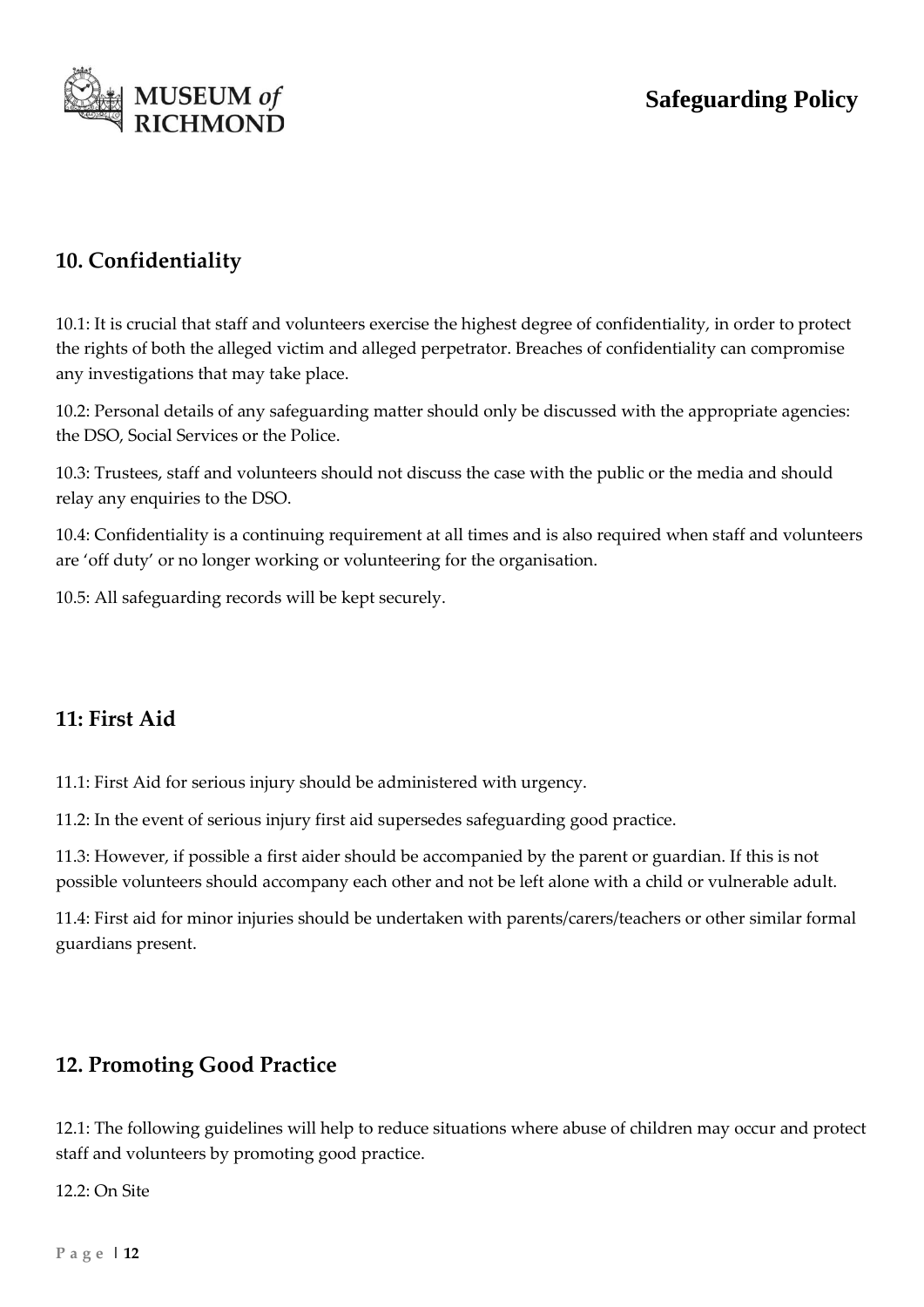## 10. Confidentiality

10.1: It is crucial that staff and volunteers exercise the highest degree of confidentiality, in order to protect the rights of both the alleged victim and alleged perpetrator. Breaches of confidentiality can compromise any investigations that may take place.

10.2: Personal details of any safeguarding matter should only be discussed with the appropriate agencies: the DSO, Social Services or the Police.

10.3: Trustees, staff and volunteers should not discuss the case with the public or the media and should relay any enquiries to the DSO.

10.4: Confidentiality is a continuing requirement at all times and is also required when staff and volunteers are 'off duty' or no longer working or volunteering for the organisation.

10.5: All safeguarding records will be kept securely.

## 11: First Aid

11.1: First Aid for serious injury should be administered with urgency.

11.2: In the event of serious injury first aid supersedes safeguarding good practice.

11.3: However, if possible a first aider should be accompanied by the parent or guardian. If this is not possible volunteers should accompany each other and not be left alone with a child or vulnerable adult.

11.4: First aid for minor injuries should be undertaken with parents/carers/teachers or other similar formal guardians present.

## 12. Promoting Good Practice

12.1: The following guidelines will help to reduce situations where abuse of children may occur and protect staff and volunteers by promoting good practice.

12.2: On Site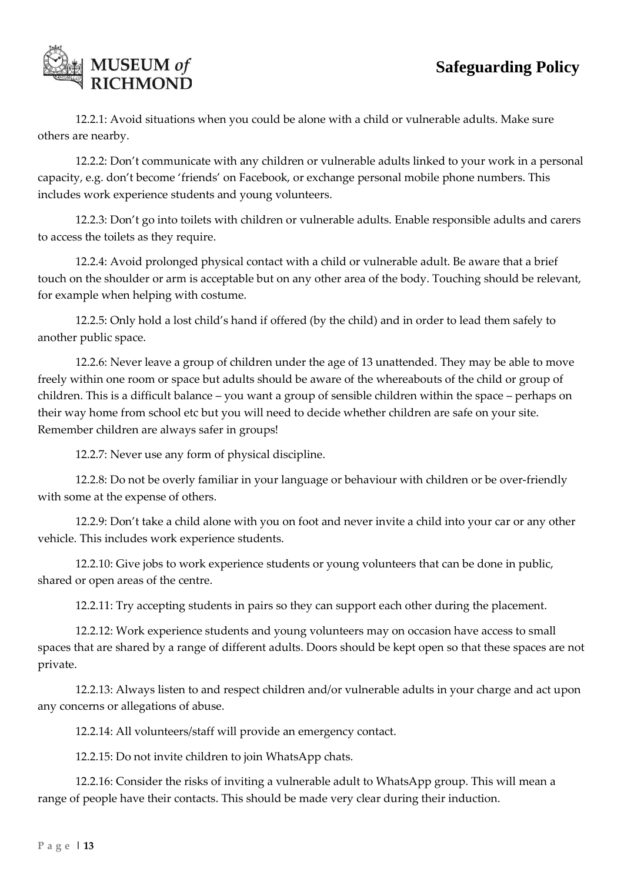12.2.1: Avoid situations when you could be alone with a child or vulnerable adults. Make sure others are nearby.

12.2.2: Don't communicate with any children or vulnerable adults linked to your work in a personal capacity, e.g. don't become 'friends' on Facebook, or exchange personal mobile phone numbers. This includes work experience students and young volunteers.

12.2.3: Don't go into toilets with children or vulnerable adults. Enable responsible adults and carers to access the toilets as they require.

12.2.4: Avoid prolonged physical contact with a child or vulnerable adult. Be aware that a brief touch on the shoulder or arm is acceptable but on any other area of the body. Touching should be relevant, for example when helping with costume.

12.2.5: Only hold a lost child's hand if offered (by the child) and in order to lead them safely to another public space.

12.2.6: Never leave a group of children under the age of 13 unattended. They may be able to move freely within one room or space but adults should be aware of the whereabouts of the child or group of children. This is a difficult balance – you want a group of sensible children within the space – perhaps on their way home from school etc but you will need to decide whether children are safe on your site. Remember children are always safer in groups!

12.2.7: Never use any form of physical discipline.

12.2.8: Do not be overly familiar in your language or behaviour with children or be over-friendly with some at the expense of others.

12.2.9: Don't take a child alone with you on foot and never invite a child into your car or any other vehicle. This includes work experience students.

12.2.10: Give jobs to work experience students or young volunteers that can be done in public, shared or open areas of the centre.

12.2.11: Try accepting students in pairs so they can support each other during the placement.

12.2.12: Work experience students and young volunteers may on occasion have access to small spaces that are shared by a range of different adults. Doors should be kept open so that these spaces are not private.

12.2.13: Always listen to and respect children and/or vulnerable adults in your charge and act upon any concerns or allegations of abuse.

12.2.14: All volunteers/staff will provide an emergency contact.

12.2.15: Do not invite children to join WhatsApp chats.

12.2.16: Consider the risks of inviting a vulnerable adult to WhatsApp group. This will mean a range of people have their contacts. This should be made very clear during their induction.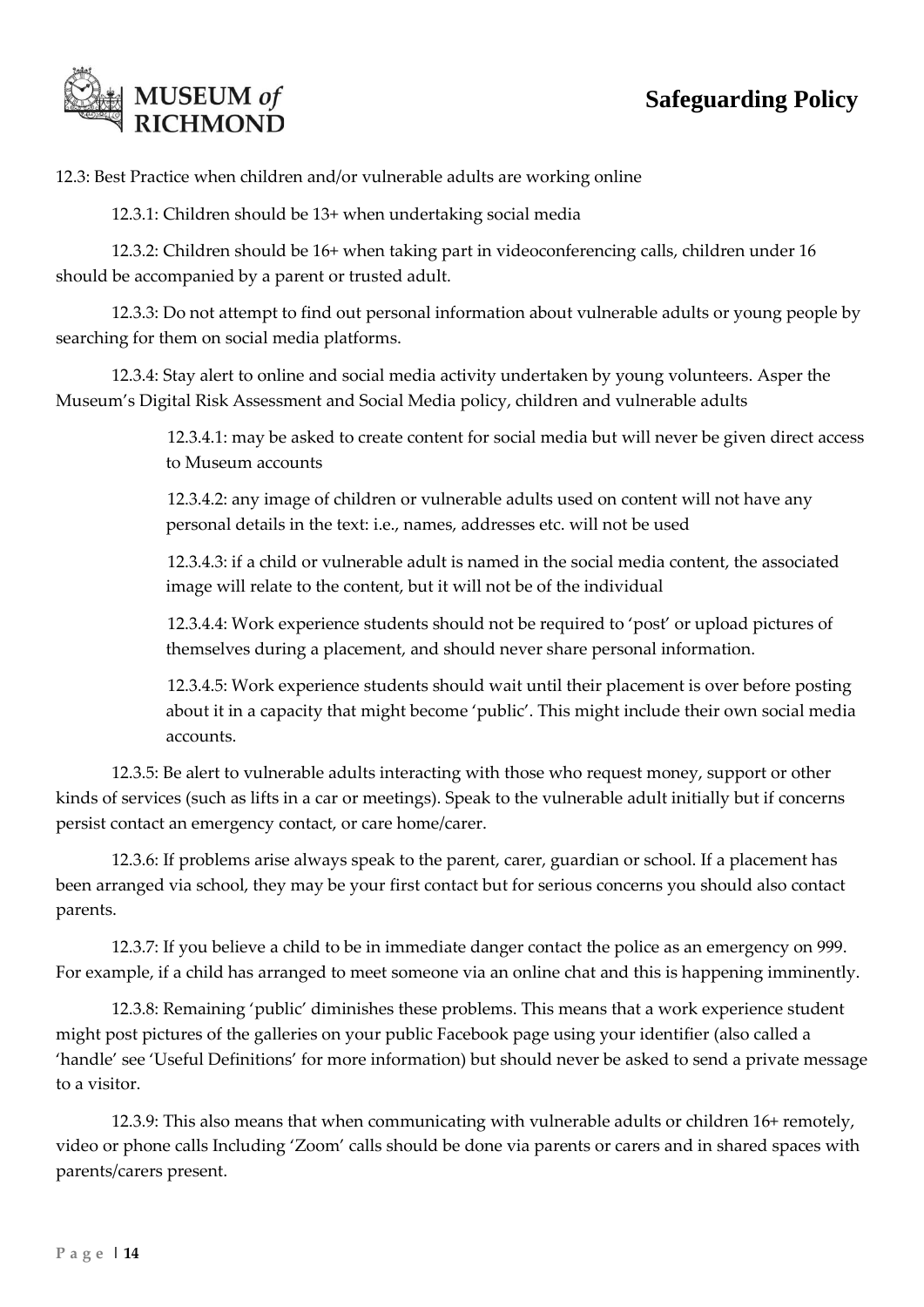12.3: Best Practice when children and/or vulnerable adults are working online

12.3.1: Children should be 13+ when undertaking social media

12.3.2: Children should be 16+ when taking part in videoconferencing calls, children under 16 should be accompanied by a parent or trusted adult.

12.3.3: Do not attempt to find out personal information about vulnerable adults or young people by searching for them on social media platforms.

12.3.4: Stay alert to online and social media activity undertaken by young volunteers. Asper the Museum's Digital Risk Assessment and Social Media policy, children and vulnerable adults

> 12.3.4.1: may be asked to create content for social media but will never be given direct access to Museum accounts
>
> 12.3.4.2: any image of children or vulnerable adults used on content will not have any personal details in the text: i.e., names, addresses etc. will not be used
>
> 12.3.4.3: if a child or vulnerable adult is named in the social media content, the associated image will relate to the content, but it will not be of the individual
>
> 12.3.4.4: Work experience students should not be required to 'post' or upload pictures of themselves during a placement, and should never share personal information.
>
> 12.3.4.5: Work experience students should wait until their placement is over before posting about it in a capacity that might become 'public'. This might include their own social media accounts.

12.3.5: Be alert to vulnerable adults interacting with those who request money, support or other kinds of services (such as lifts in a car or meetings). Speak to the vulnerable adult initially but if concerns persist contact an emergency contact, or care home/carer.

12.3.6: If problems arise always speak to the parent, carer, guardian or school. If a placement has been arranged via school, they may be your first contact but for serious concerns you should also contact parents.

12.3.7: If you believe a child to be in immediate danger contact the police as an emergency on 999. For example, if a child has arranged to meet someone via an online chat and this is happening imminently.

12.3.8: Remaining 'public' diminishes these problems. This means that a work experience student might post pictures of the galleries on your public Facebook page using your identifier (also called a 'handle' see 'Useful Definitions' for more information) but should never be asked to send a private message to a visitor.

12.3.9: This also means that when communicating with vulnerable adults or children 16+ remotely, video or phone calls Including 'Zoom' calls should be done via parents or carers and in shared spaces with parents/carers present.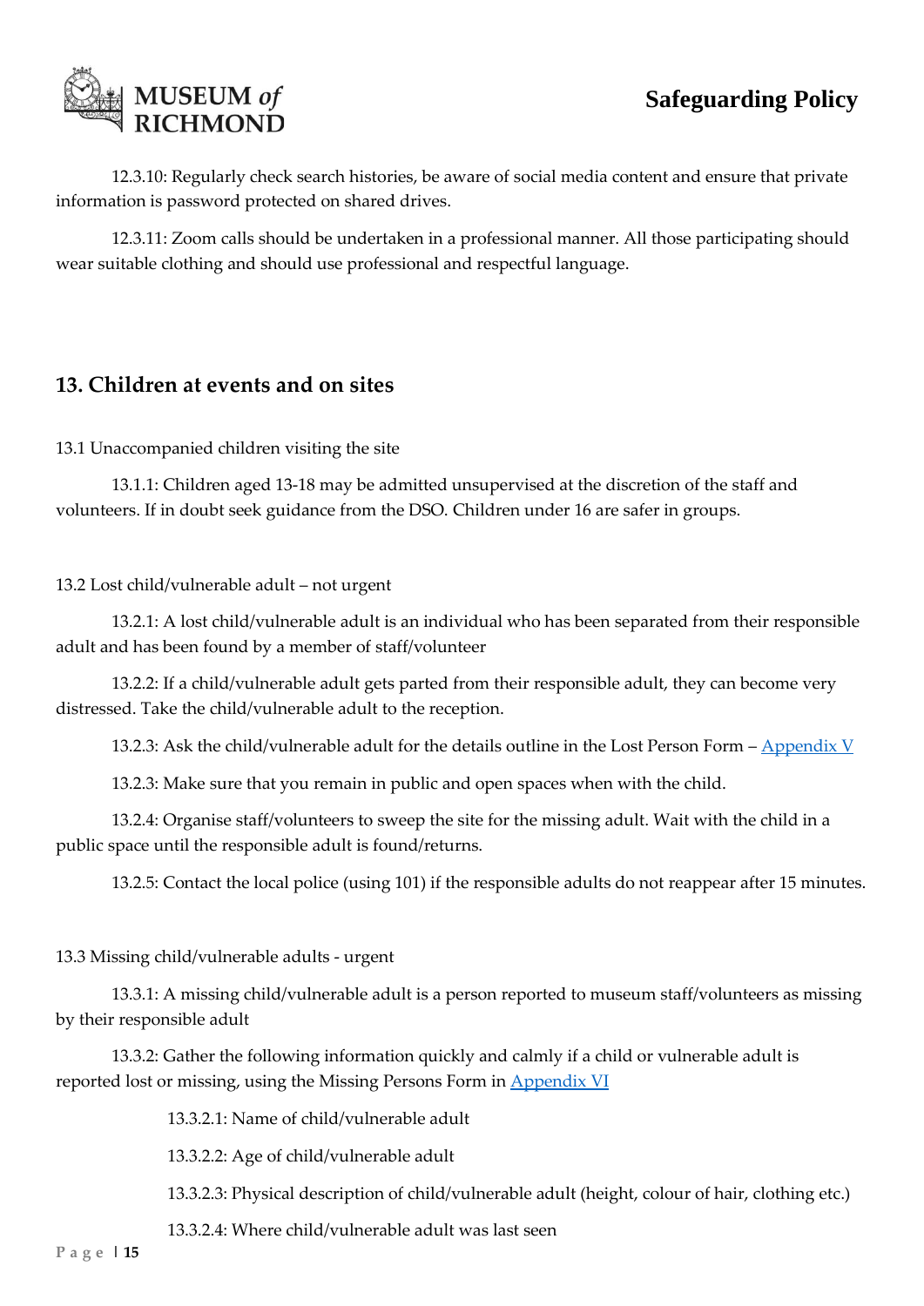12.3.10: Regularly check search histories, be aware of social media content and ensure that private information is password protected on shared drives.

12.3.11: Zoom calls should be undertaken in a professional manner. All those participating should wear suitable clothing and should use professional and respectful language.

## 13. Children at events and on sites

13.1 Unaccompanied children visiting the site

13.1.1: Children aged 13-18 may be admitted unsupervised at the discretion of the staff and volunteers. If in doubt seek guidance from the DSO. Children under 16 are safer in groups.

13.2 Lost child/vulnerable adult – not urgent

13.2.1: A lost child/vulnerable adult is an individual who has been separated from their responsible adult and has been found by a member of staff/volunteer

13.2.2: If a child/vulnerable adult gets parted from their responsible adult, they can become very distressed. Take the child/vulnerable adult to the reception.

13.2.3: Ask the child/vulnerable adult for the details outline in the Lost Person Form – Appendix V

13.2.3: Make sure that you remain in public and open spaces when with the child.

13.2.4: Organise staff/volunteers to sweep the site for the missing adult. Wait with the child in a public space until the responsible adult is found/returns.

13.2.5: Contact the local police (using 101) if the responsible adults do not reappear after 15 minutes.

13.3 Missing child/vulnerable adults - urgent

13.3.1: A missing child/vulnerable adult is a person reported to museum staff/volunteers as missing by their responsible adult

13.3.2: Gather the following information quickly and calmly if a child or vulnerable adult is reported lost or missing, using the Missing Persons Form in Appendix VI

13.3.2.1: Name of child/vulnerable adult

13.3.2.2: Age of child/vulnerable adult

13.3.2.3: Physical description of child/vulnerable adult (height, colour of hair, clothing etc.)

13.3.2.4: Where child/vulnerable adult was last seen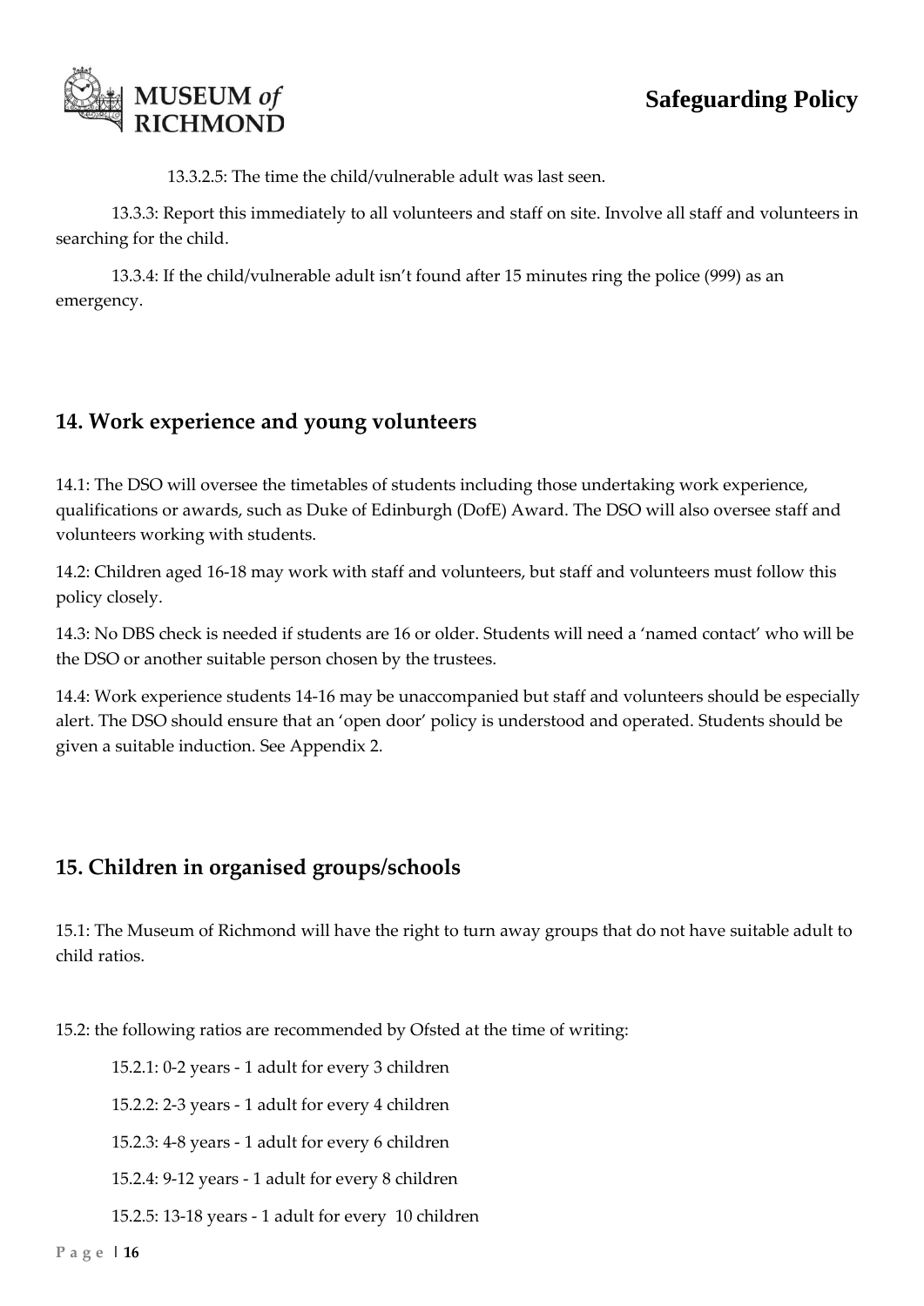13.3.2.5: The time the child/vulnerable adult was last seen.

13.3.3: Report this immediately to all volunteers and staff on site. Involve all staff and volunteers in searching for the child.

13.3.4: If the child/vulnerable adult isn't found after 15 minutes ring the police (999) as an emergency.

## 14. Work experience and young volunteers

14.1: The DSO will oversee the timetables of students including those undertaking work experience, qualifications or awards, such as Duke of Edinburgh (DofE) Award. The DSO will also oversee staff and volunteers working with students.

14.2: Children aged 16-18 may work with staff and volunteers, but staff and volunteers must follow this policy closely.

14.3: No DBS check is needed if students are 16 or older. Students will need a 'named contact' who will be the DSO or another suitable person chosen by the trustees.

14.4: Work experience students 14-16 may be unaccompanied but staff and volunteers should be especially alert. The DSO should ensure that an 'open door' policy is understood and operated. Students should be given a suitable induction. See Appendix 2.

## 15. Children in organised groups/schools

15.1: The Museum of Richmond will have the right to turn away groups that do not have suitable adult to child ratios.

15.2: the following ratios are recommended by Ofsted at the time of writing:

15.2.1: 0-2 years - 1 adult for every 3 children

15.2.2: 2-3 years - 1 adult for every 4 children

15.2.3: 4-8 years - 1 adult for every 6 children

15.2.4: 9-12 years - 1 adult for every 8 children

15.2.5: 13-18 years - 1 adult for every 10 children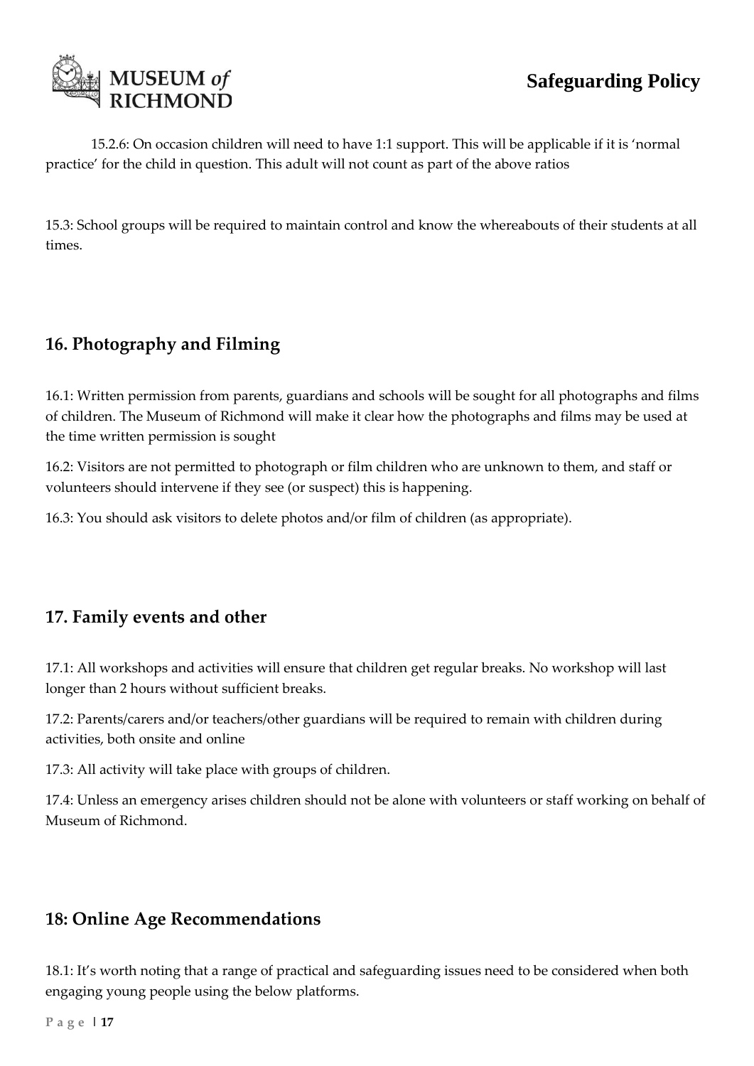15.2.6: On occasion children will need to have 1:1 support. This will be applicable if it is 'normal practice' for the child in question. This adult will not count as part of the above ratios

15.3: School groups will be required to maintain control and know the whereabouts of their students at all times.

## 16. Photography and Filming

16.1: Written permission from parents, guardians and schools will be sought for all photographs and films of children. The Museum of Richmond will make it clear how the photographs and films may be used at the time written permission is sought

16.2: Visitors are not permitted to photograph or film children who are unknown to them, and staff or volunteers should intervene if they see (or suspect) this is happening.

16.3: You should ask visitors to delete photos and/or film of children (as appropriate).

## 17. Family events and other

17.1: All workshops and activities will ensure that children get regular breaks. No workshop will last longer than 2 hours without sufficient breaks.

17.2: Parents/carers and/or teachers/other guardians will be required to remain with children during activities, both onsite and online

17.3: All activity will take place with groups of children.

17.4: Unless an emergency arises children should not be alone with volunteers or staff working on behalf of Museum of Richmond.

## 18: Online Age Recommendations

18.1: It's worth noting that a range of practical and safeguarding issues need to be considered when both engaging young people using the below platforms.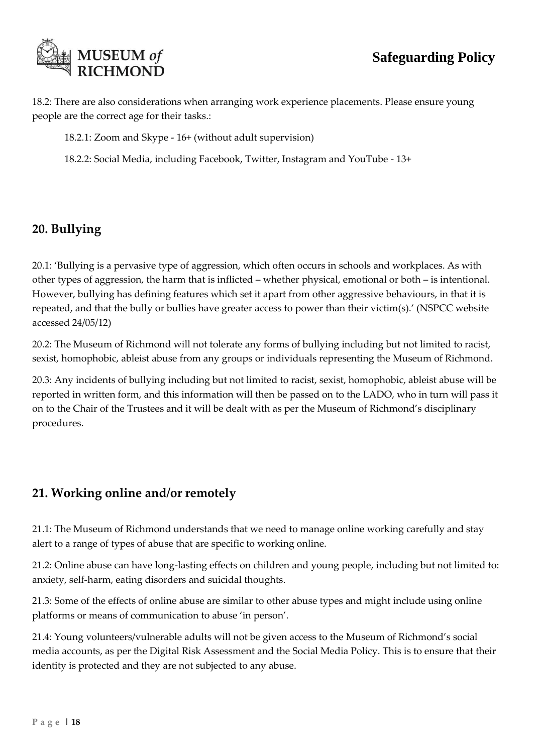18.2: There are also considerations when arranging work experience placements. Please ensure young people are the correct age for their tasks.:

18.2.1: Zoom and Skype - 16+ (without adult supervision)

18.2.2: Social Media, including Facebook, Twitter, Instagram and YouTube - 13+

## 20. Bullying

20.1: 'Bullying is a pervasive type of aggression, which often occurs in schools and workplaces. As with other types of aggression, the harm that is inflicted – whether physical, emotional or both – is intentional. However, bullying has defining features which set it apart from other aggressive behaviours, in that it is repeated, and that the bully or bullies have greater access to power than their victim(s).' (NSPCC website accessed 24/05/12)

20.2: The Museum of Richmond will not tolerate any forms of bullying including but not limited to racist, sexist, homophobic, ableist abuse from any groups or individuals representing the Museum of Richmond.

20.3: Any incidents of bullying including but not limited to racist, sexist, homophobic, ableist abuse will be reported in written form, and this information will then be passed on to the LADO, who in turn will pass it on to the Chair of the Trustees and it will be dealt with as per the Museum of Richmond's disciplinary procedures.

## 21. Working online and/or remotely

21.1: The Museum of Richmond understands that we need to manage online working carefully and stay alert to a range of types of abuse that are specific to working online.

21.2: Online abuse can have long-lasting effects on children and young people, including but not limited to: anxiety, self-harm, eating disorders and suicidal thoughts.

21.3: Some of the effects of online abuse are similar to other abuse types and might include using online platforms or means of communication to abuse 'in person'.

21.4: Young volunteers/vulnerable adults will not be given access to the Museum of Richmond's social media accounts, as per the Digital Risk Assessment and the Social Media Policy. This is to ensure that their identity is protected and they are not subjected to any abuse.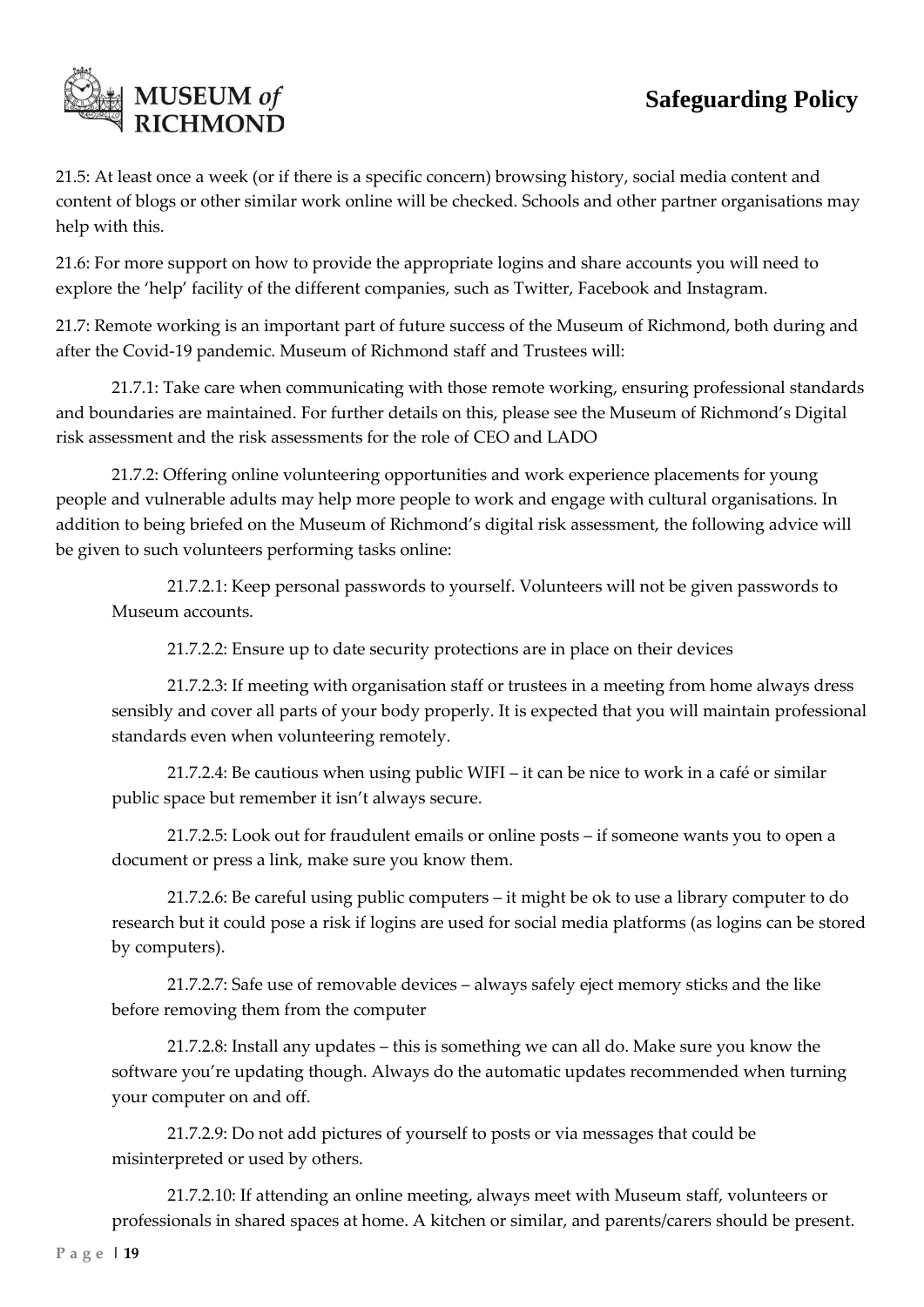21.5: At least once a week (or if there is a specific concern) browsing history, social media content and content of blogs or other similar work online will be checked. Schools and other partner organisations may help with this.

21.6: For more support on how to provide the appropriate logins and share accounts you will need to explore the 'help' facility of the different companies, such as Twitter, Facebook and Instagram.

21.7: Remote working is an important part of future success of the Museum of Richmond, both during and after the Covid-19 pandemic. Museum of Richmond staff and Trustees will:

21.7.1: Take care when communicating with those remote working, ensuring professional standards and boundaries are maintained. For further details on this, please see the Museum of Richmond's Digital risk assessment and the risk assessments for the role of CEO and LADO

21.7.2: Offering online volunteering opportunities and work experience placements for young people and vulnerable adults may help more people to work and engage with cultural organisations. In addition to being briefed on the Museum of Richmond's digital risk assessment, the following advice will be given to such volunteers performing tasks online:

21.7.2.1: Keep personal passwords to yourself. Volunteers will not be given passwords to Museum accounts.

21.7.2.2: Ensure up to date security protections are in place on their devices

21.7.2.3: If meeting with organisation staff or trustees in a meeting from home always dress sensibly and cover all parts of your body properly. It is expected that you will maintain professional standards even when volunteering remotely.

21.7.2.4: Be cautious when using public WIFI – it can be nice to work in a café or similar public space but remember it isn't always secure.

21.7.2.5: Look out for fraudulent emails or online posts – if someone wants you to open a document or press a link, make sure you know them.

21.7.2.6: Be careful using public computers – it might be ok to use a library computer to do research but it could pose a risk if logins are used for social media platforms (as logins can be stored by computers).

21.7.2.7: Safe use of removable devices – always safely eject memory sticks and the like before removing them from the computer

21.7.2.8: Install any updates – this is something we can all do. Make sure you know the software you're updating though. Always do the automatic updates recommended when turning your computer on and off.

21.7.2.9: Do not add pictures of yourself to posts or via messages that could be misinterpreted or used by others.

21.7.2.10: If attending an online meeting, always meet with Museum staff, volunteers or professionals in shared spaces at home. A kitchen or similar, and parents/carers should be present.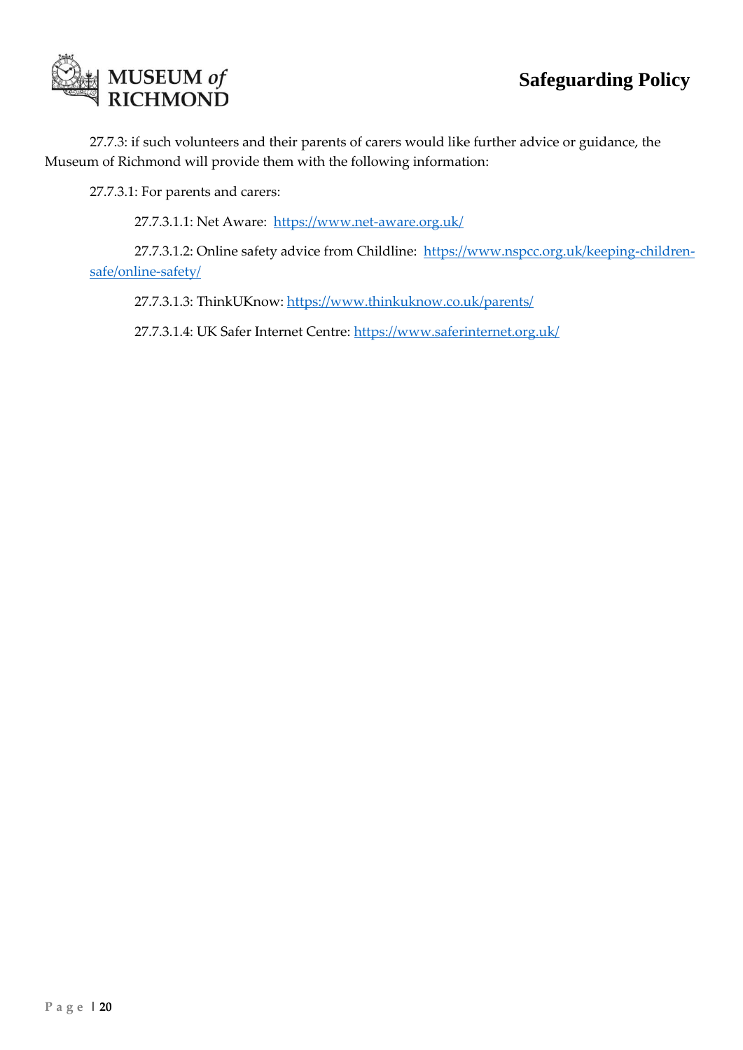27.7.3: if such volunteers and their parents of carers would like further advice or guidance, the Museum of Richmond will provide them with the following information:

27.7.3.1: For parents and carers:

27.7.3.1.1: Net Aware: https://www.net-aware.org.uk/

27.7.3.1.2: Online safety advice from Childline: https://www.nspcc.org.uk/keeping-children-safe/online-safety/

27.7.3.1.3: ThinkUKnow: https://www.thinkuknow.co.uk/parents/

27.7.3.1.4: UK Safer Internet Centre: https://www.saferinternet.org.uk/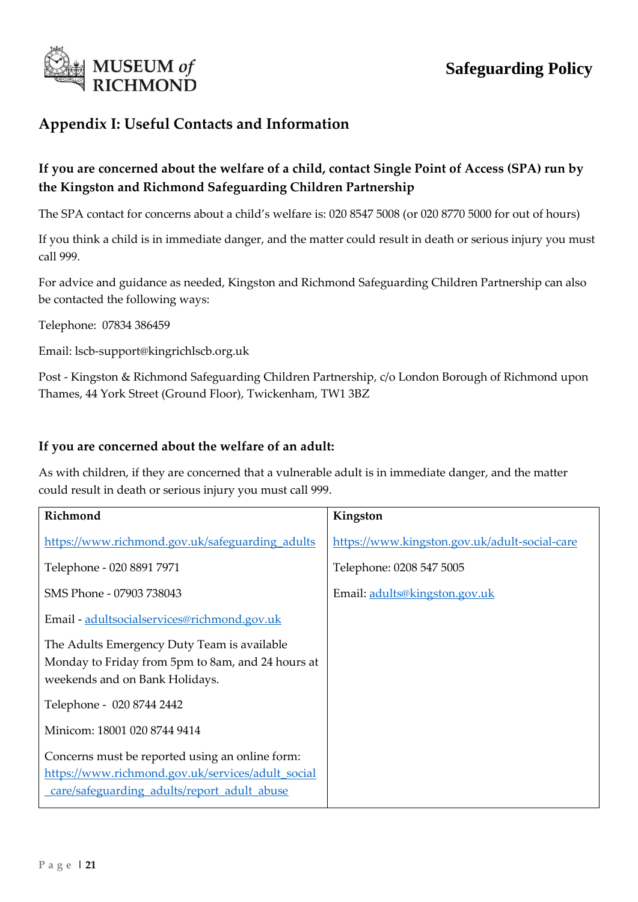## Appendix I: Useful Contacts and Information

### If you are concerned about the welfare of a child, contact Single Point of Access (SPA) run by the Kingston and Richmond Safeguarding Children Partnership

The SPA contact for concerns about a child's welfare is: 020 8547 5008 (or 020 8770 5000 for out of hours)

If you think a child is in immediate danger, and the matter could result in death or serious injury you must call 999.

For advice and guidance as needed, Kingston and Richmond Safeguarding Children Partnership can also be contacted the following ways:

Telephone: 07834 386459

Email: lscb-support@kingrichlscb.org.uk

Post - Kingston & Richmond Safeguarding Children Partnership, c/o London Borough of Richmond upon Thames, 44 York Street (Ground Floor), Twickenham, TW1 3BZ

### If you are concerned about the welfare of an adult:

As with children, if they are concerned that a vulnerable adult is in immediate danger, and the matter could result in death or serious injury you must call 999.

| Richmond | Kingston |
|---|---|
| https://www.richmond.gov.uk/safeguarding_adults | https://www.kingston.gov.uk/adult-social-care |
| Telephone - 020 8891 7971 | Telephone: 0208 547 5005 |
| SMS Phone - 07903 738043 | Email: adults@kingston.gov.uk |
| Email - adultsocialservices@richmond.gov.uk | |
| The Adults Emergency Duty Team is available Monday to Friday from 5pm to 8am, and 24 hours at weekends and on Bank Holidays. | |
| Telephone - 020 8744 2442 | |
| Minicom: 18001 020 8744 9414 | |
| Concerns must be reported using an online form: https://www.richmond.gov.uk/services/adult_social_care/safeguarding_adults/report_adult_abuse | |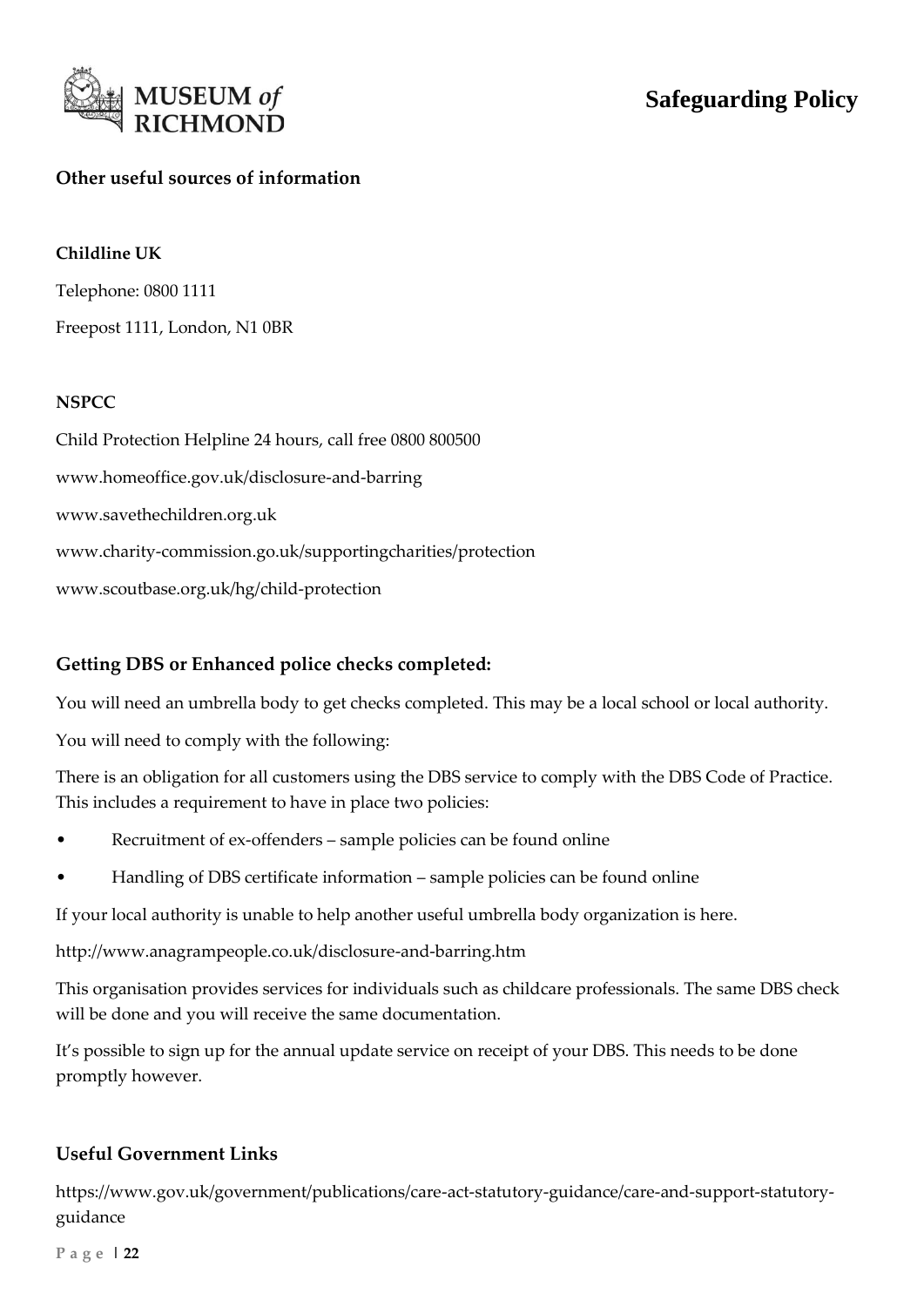### Other useful sources of information

**Childline UK**

Telephone: 0800 1111

Freepost 1111, London, N1 0BR

**NSPCC**

Child Protection Helpline 24 hours, call free 0800 800500

www.homeoffice.gov.uk/disclosure-and-barring

www.savethechildren.org.uk

www.charity-commission.go.uk/supportingcharities/protection

www.scoutbase.org.uk/hg/child-protection

## Getting DBS or Enhanced police checks completed:

You will need an umbrella body to get checks completed. This may be a local school or local authority.

You will need to comply with the following:

There is an obligation for all customers using the DBS service to comply with the DBS Code of Practice. This includes a requirement to have in place two policies:

- Recruitment of ex-offenders – sample policies can be found online
- Handling of DBS certificate information – sample policies can be found online

If your local authority is unable to help another useful umbrella body organization is here.

http://www.anagrampeople.co.uk/disclosure-and-barring.htm

This organisation provides services for individuals such as childcare professionals. The same DBS check will be done and you will receive the same documentation.

It's possible to sign up for the annual update service on receipt of your DBS. This needs to be done promptly however.

## Useful Government Links

https://www.gov.uk/government/publications/care-act-statutory-guidance/care-and-support-statutory-guidance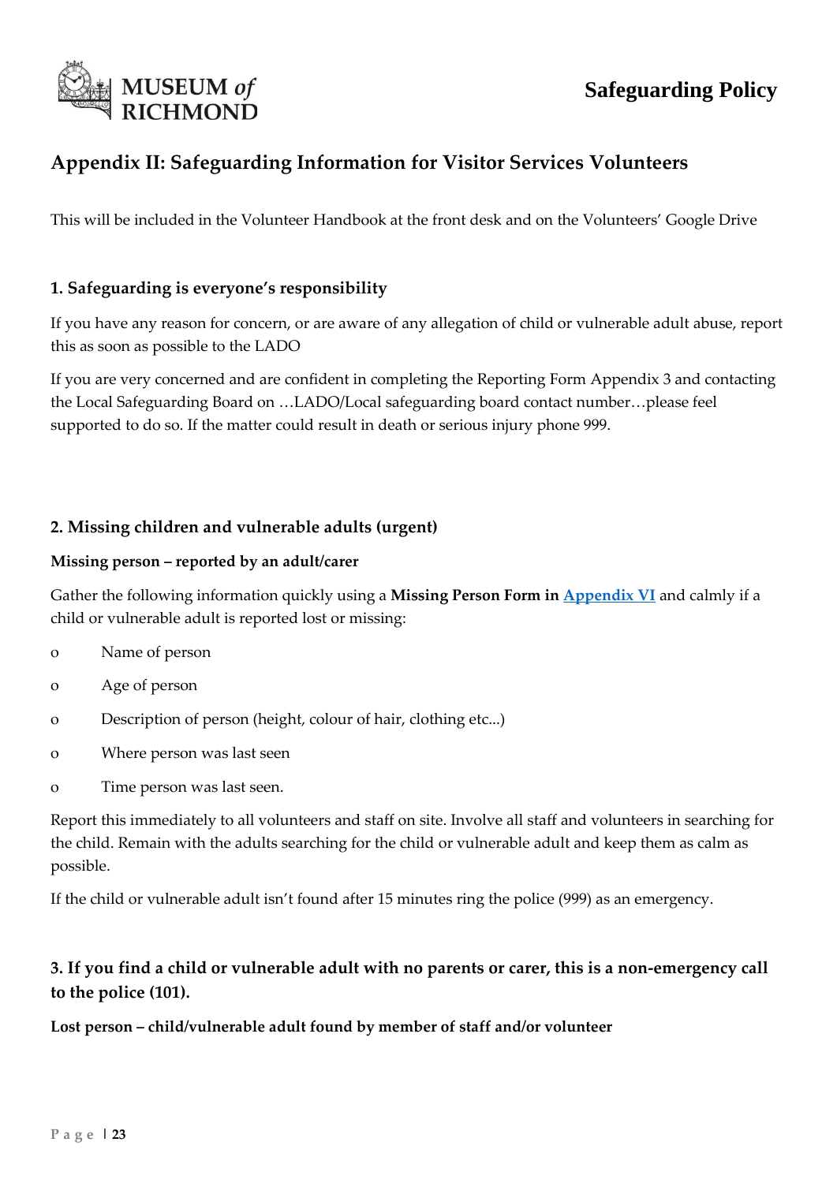## Appendix II: Safeguarding Information for Visitor Services Volunteers

This will be included in the Volunteer Handbook at the front desk and on the Volunteers' Google Drive

### 1. Safeguarding is everyone's responsibility

If you have any reason for concern, or are aware of any allegation of child or vulnerable adult abuse, report this as soon as possible to the LADO

If you are very concerned and are confident in completing the Reporting Form Appendix 3 and contacting the Local Safeguarding Board on …LADO/Local safeguarding board contact number…please feel supported to do so. If the matter could result in death or serious injury phone 999.

### 2. Missing children and vulnerable adults (urgent)

**Missing person – reported by an adult/carer**

Gather the following information quickly using a **Missing Person Form in [Appendix VI](#)** and calmly if a child or vulnerable adult is reported lost or missing:

- Name of person
- Age of person
- Description of person (height, colour of hair, clothing etc...)
- Where person was last seen
- Time person was last seen.

Report this immediately to all volunteers and staff on site. Involve all staff and volunteers in searching for the child. Remain with the adults searching for the child or vulnerable adult and keep them as calm as possible.

If the child or vulnerable adult isn't found after 15 minutes ring the police (999) as an emergency.

### 3. If you find a child or vulnerable adult with no parents or carer, this is a non-emergency call to the police (101).

**Lost person – child/vulnerable adult found by member of staff and/or volunteer**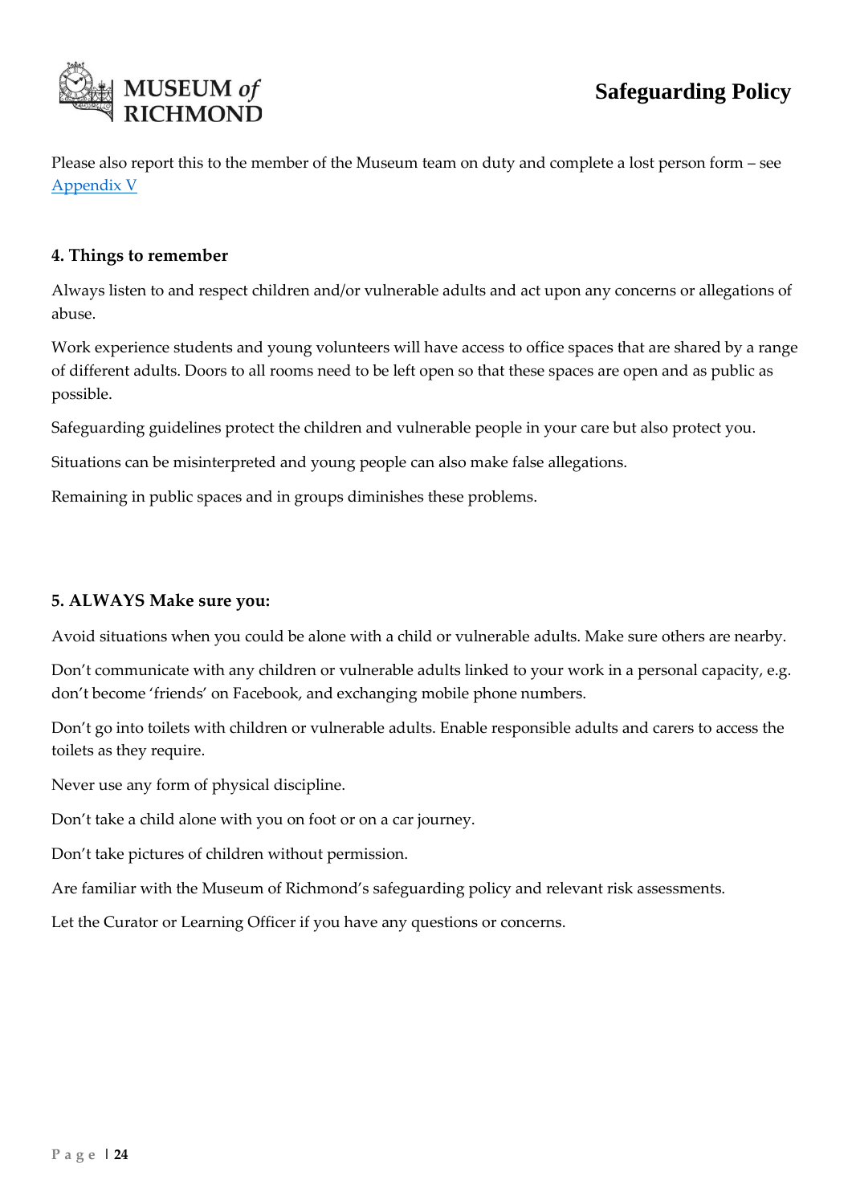Please also report this to the member of the Museum team on duty and complete a lost person form – see Appendix V

### 4. Things to remember

Always listen to and respect children and/or vulnerable adults and act upon any concerns or allegations of abuse.

Work experience students and young volunteers will have access to office spaces that are shared by a range of different adults. Doors to all rooms need to be left open so that these spaces are open and as public as possible.

Safeguarding guidelines protect the children and vulnerable people in your care but also protect you.

Situations can be misinterpreted and young people can also make false allegations.

Remaining in public spaces and in groups diminishes these problems.

### 5. ALWAYS Make sure you:

Avoid situations when you could be alone with a child or vulnerable adults. Make sure others are nearby.

Don't communicate with any children or vulnerable adults linked to your work in a personal capacity, e.g. don't become 'friends' on Facebook, and exchanging mobile phone numbers.

Don't go into toilets with children or vulnerable adults. Enable responsible adults and carers to access the toilets as they require.

Never use any form of physical discipline.

Don't take a child alone with you on foot or on a car journey.

Don't take pictures of children without permission.

Are familiar with the Museum of Richmond's safeguarding policy and relevant risk assessments.

Let the Curator or Learning Officer if you have any questions or concerns.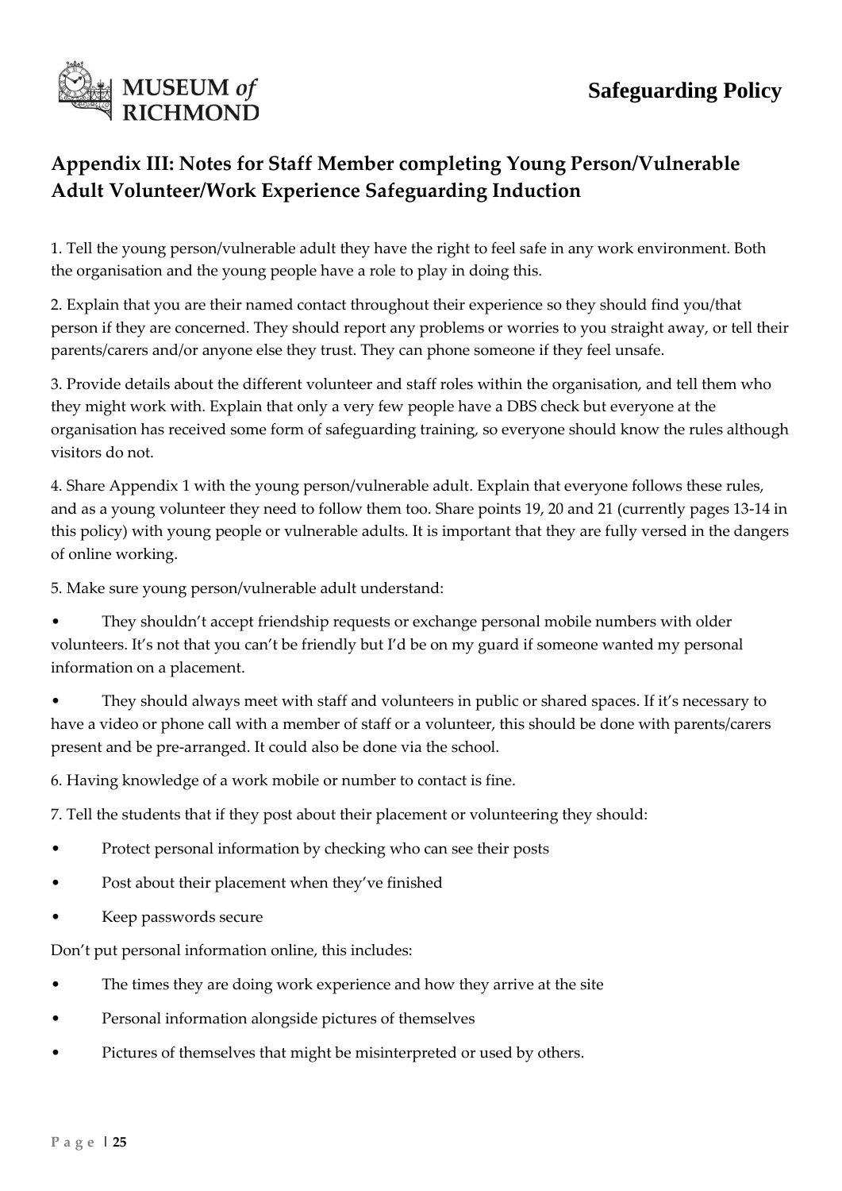## Appendix III: Notes for Staff Member completing Young Person/Vulnerable Adult Volunteer/Work Experience Safeguarding Induction

1. Tell the young person/vulnerable adult they have the right to feel safe in any work environment. Both the organisation and the young people have a role to play in doing this.

2. Explain that you are their named contact throughout their experience so they should find you/that person if they are concerned. They should report any problems or worries to you straight away, or tell their parents/carers and/or anyone else they trust. They can phone someone if they feel unsafe.

3. Provide details about the different volunteer and staff roles within the organisation, and tell them who they might work with. Explain that only a very few people have a DBS check but everyone at the organisation has received some form of safeguarding training, so everyone should know the rules although visitors do not.

4. Share Appendix 1 with the young person/vulnerable adult. Explain that everyone follows these rules, and as a young volunteer they need to follow them too. Share points 19, 20 and 21 (currently pages 13-14 in this policy) with young people or vulnerable adults. It is important that they are fully versed in the dangers of online working.

5. Make sure young person/vulnerable adult understand:

- They shouldn't accept friendship requests or exchange personal mobile numbers with older volunteers. It's not that you can't be friendly but I'd be on my guard if someone wanted my personal information on a placement.
- They should always meet with staff and volunteers in public or shared spaces. If it's necessary to have a video or phone call with a member of staff or a volunteer, this should be done with parents/carers present and be pre-arranged. It could also be done via the school.

6. Having knowledge of a work mobile or number to contact is fine.

7. Tell the students that if they post about their placement or volunteering they should:

- Protect personal information by checking who can see their posts
- Post about their placement when they've finished
- Keep passwords secure

Don't put personal information online, this includes:

- The times they are doing work experience and how they arrive at the site
- Personal information alongside pictures of themselves
- Pictures of themselves that might be misinterpreted or used by others.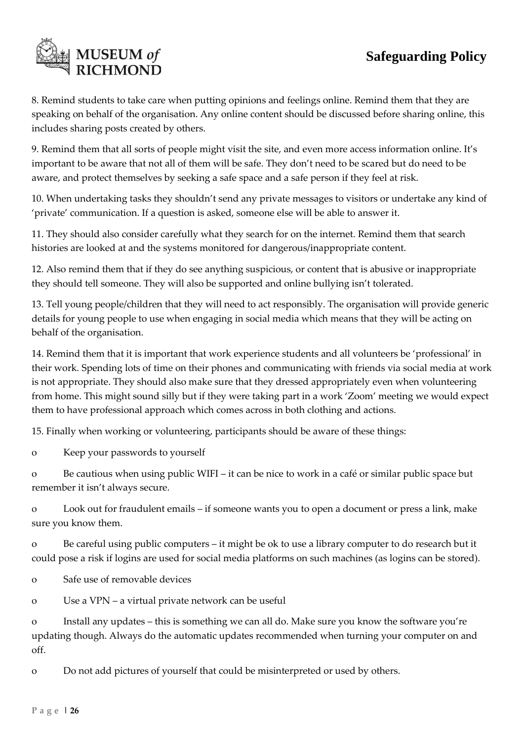8. Remind students to take care when putting opinions and feelings online. Remind them that they are speaking on behalf of the organisation. Any online content should be discussed before sharing online, this includes sharing posts created by others.

9. Remind them that all sorts of people might visit the site, and even more access information online. It's important to be aware that not all of them will be safe. They don't need to be scared but do need to be aware, and protect themselves by seeking a safe space and a safe person if they feel at risk.

10. When undertaking tasks they shouldn't send any private messages to visitors or undertake any kind of 'private' communication. If a question is asked, someone else will be able to answer it.

11. They should also consider carefully what they search for on the internet. Remind them that search histories are looked at and the systems monitored for dangerous/inappropriate content.

12. Also remind them that if they do see anything suspicious, or content that is abusive or inappropriate they should tell someone. They will also be supported and online bullying isn't tolerated.

13. Tell young people/children that they will need to act responsibly. The organisation will provide generic details for young people to use when engaging in social media which means that they will be acting on behalf of the organisation.

14. Remind them that it is important that work experience students and all volunteers be 'professional' in their work. Spending lots of time on their phones and communicating with friends via social media at work is not appropriate. They should also make sure that they dressed appropriately even when volunteering from home. This might sound silly but if they were taking part in a work 'Zoom' meeting we would expect them to have professional approach which comes across in both clothing and actions.

15. Finally when working or volunteering, participants should be aware of these things:

- Keep your passwords to yourself
- Be cautious when using public WIFI – it can be nice to work in a café or similar public space but remember it isn't always secure.
- Look out for fraudulent emails – if someone wants you to open a document or press a link, make sure you know them.
- Be careful using public computers – it might be ok to use a library computer to do research but it could pose a risk if logins are used for social media platforms on such machines (as logins can be stored).
- Safe use of removable devices
- Use a VPN – a virtual private network can be useful
- Install any updates – this is something we can all do. Make sure you know the software you're updating though. Always do the automatic updates recommended when turning your computer on and off.
- Do not add pictures of yourself that could be misinterpreted or used by others.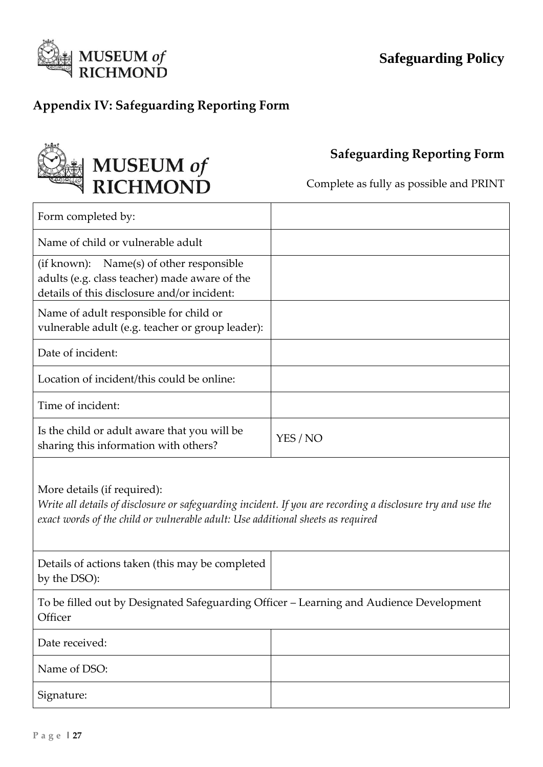## Appendix IV: Safeguarding Reporting Form

### Safeguarding Reporting Form

Complete as fully as possible and PRINT

| | |
|---|---|
| Form completed by: | |
| Name of child or vulnerable adult | |
| (if known): Name(s) of other responsible adults (e.g. class teacher) made aware of the details of this disclosure and/or incident: | |
| Name of adult responsible for child or vulnerable adult (e.g. teacher or group leader): | |
| Date of incident: | |
| Location of incident/this could be online: | |
| Time of incident: | |
| Is the child or adult aware that you will be sharing this information with others? | YES / NO |
| More details (if required): *Write all details of disclosure or safeguarding incident. If you are recording a disclosure try and use the exact words of the child or vulnerable adult: Use additional sheets as required* | |
| Details of actions taken (this may be completed by the DSO): | |
| To be filled out by Designated Safeguarding Officer – Learning and Audience Development Officer | |
| Date received: | |
| Name of DSO: | |
| Signature: | |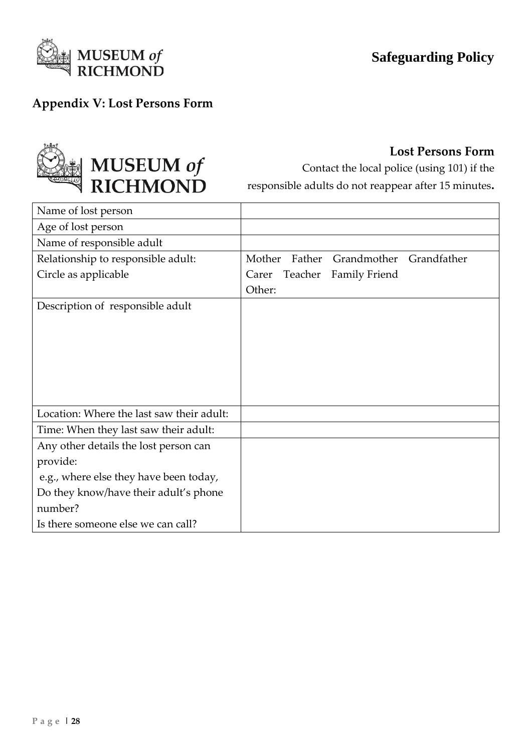## Appendix V: Lost Persons Form

MUSEUM *of* RICHMOND

### Lost Persons Form

Contact the local police (using 101) if the responsible adults do not reappear after 15 minutes**.**

| | |
|---|---|
| Name of lost person | |
| Age of lost person | |
| Name of responsible adult | |
| Relationship to responsible adult:<br>Circle as applicable | Mother Father Grandmother Grandfather<br>Carer Teacher Family Friend<br>Other: |
| Description of responsible adult | |
| Location: Where the last saw their adult: | |
| Time: When they last saw their adult: | |
| Any other details the lost person can provide:<br>e.g., where else they have been today,<br>Do they know/have their adult's phone number?<br>Is there someone else we can call? | |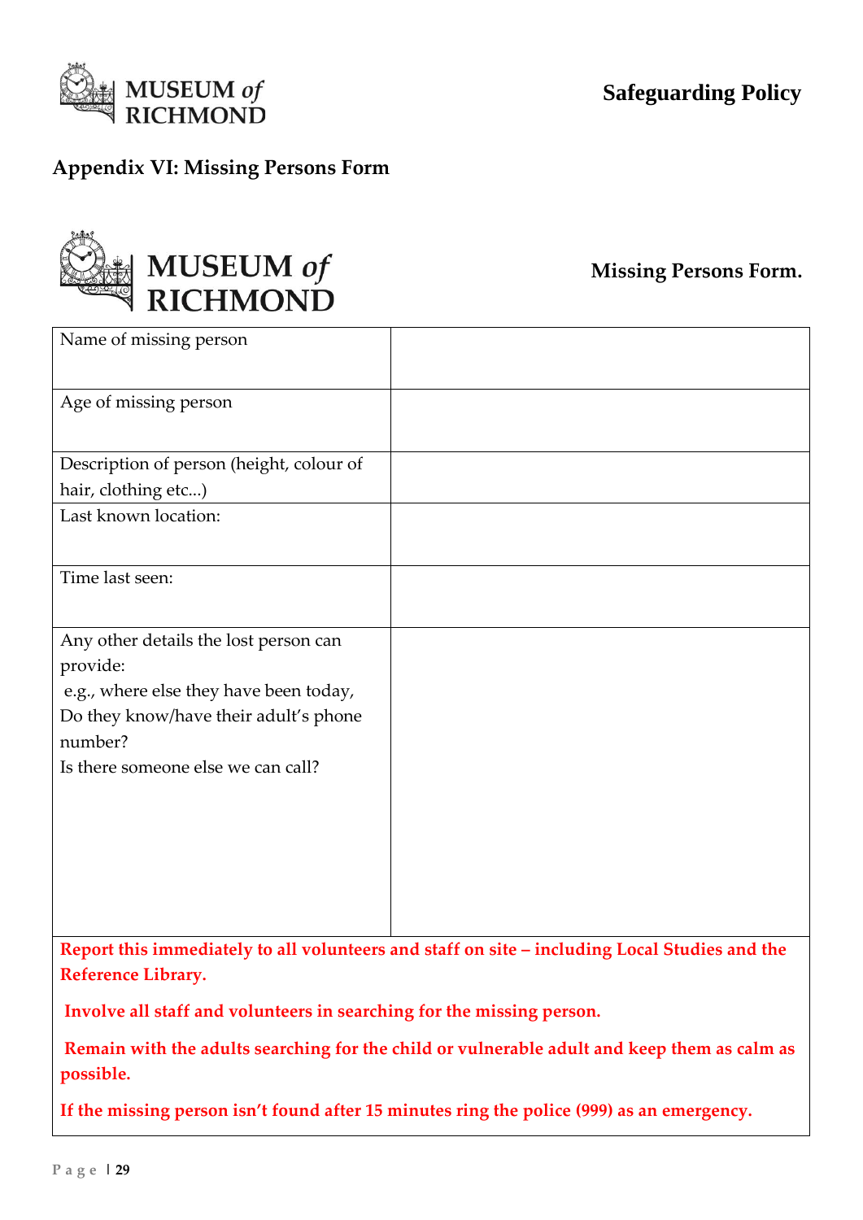## Appendix VI: Missing Persons Form

MUSEUM *of* RICHMOND

**Missing Persons Form.**

| Field | |
|---|---|
| Name of missing person | |
| Age of missing person | |
| Description of person (height, colour of hair, clothing etc...) | |
| Last known location: | |
| Time last seen: | |
| Any other details the lost person can provide:<br>e.g., where else they have been today,<br>Do they know/have their adult's phone number?<br>Is there someone else we can call? | |

**Report this immediately to all volunteers and staff on site – including Local Studies and the Reference Library.**

**Involve all staff and volunteers in searching for the missing person.**

**Remain with the adults searching for the child or vulnerable adult and keep them as calm as possible.**

**If the missing person isn't found after 15 minutes ring the police (999) as an emergency.**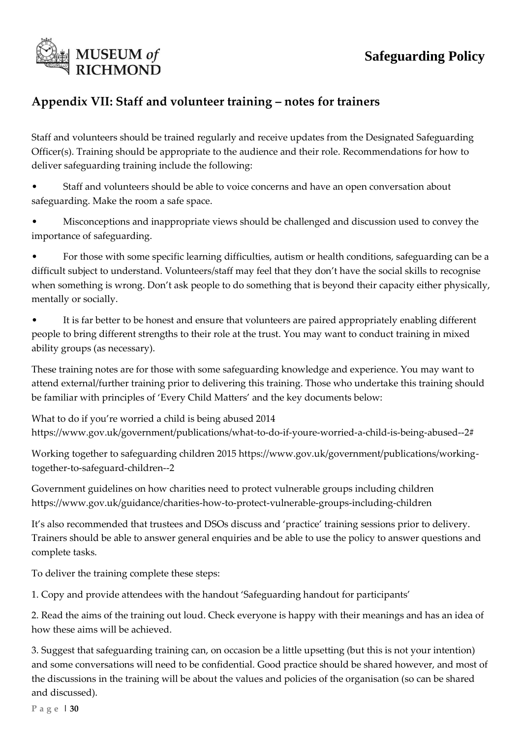## Appendix VII: Staff and volunteer training – notes for trainers

Staff and volunteers should be trained regularly and receive updates from the Designated Safeguarding Officer(s). Training should be appropriate to the audience and their role. Recommendations for how to deliver safeguarding training include the following:

- Staff and volunteers should be able to voice concerns and have an open conversation about safeguarding. Make the room a safe space.
- Misconceptions and inappropriate views should be challenged and discussion used to convey the importance of safeguarding.
- For those with some specific learning difficulties, autism or health conditions, safeguarding can be a difficult subject to understand. Volunteers/staff may feel that they don't have the social skills to recognise when something is wrong. Don't ask people to do something that is beyond their capacity either physically, mentally or socially.
- It is far better to be honest and ensure that volunteers are paired appropriately enabling different people to bring different strengths to their role at the trust. You may want to conduct training in mixed ability groups (as necessary).

These training notes are for those with some safeguarding knowledge and experience. You may want to attend external/further training prior to delivering this training. Those who undertake this training should be familiar with principles of 'Every Child Matters' and the key documents below:

What to do if you're worried a child is being abused 2014 https://www.gov.uk/government/publications/what-to-do-if-youre-worried-a-child-is-being-abused--2#

Working together to safeguarding children 2015 https://www.gov.uk/government/publications/working-together-to-safeguard-children--2

Government guidelines on how charities need to protect vulnerable groups including children https://www.gov.uk/guidance/charities-how-to-protect-vulnerable-groups-including-children

It's also recommended that trustees and DSOs discuss and 'practice' training sessions prior to delivery. Trainers should be able to answer general enquiries and be able to use the policy to answer questions and complete tasks.

To deliver the training complete these steps:

1. Copy and provide attendees with the handout 'Safeguarding handout for participants'

2. Read the aims of the training out loud. Check everyone is happy with their meanings and has an idea of how these aims will be achieved.

3. Suggest that safeguarding training can, on occasion be a little upsetting (but this is not your intention) and some conversations will need to be confidential. Good practice should be shared however, and most of the discussions in the training will be about the values and policies of the organisation (so can be shared and discussed).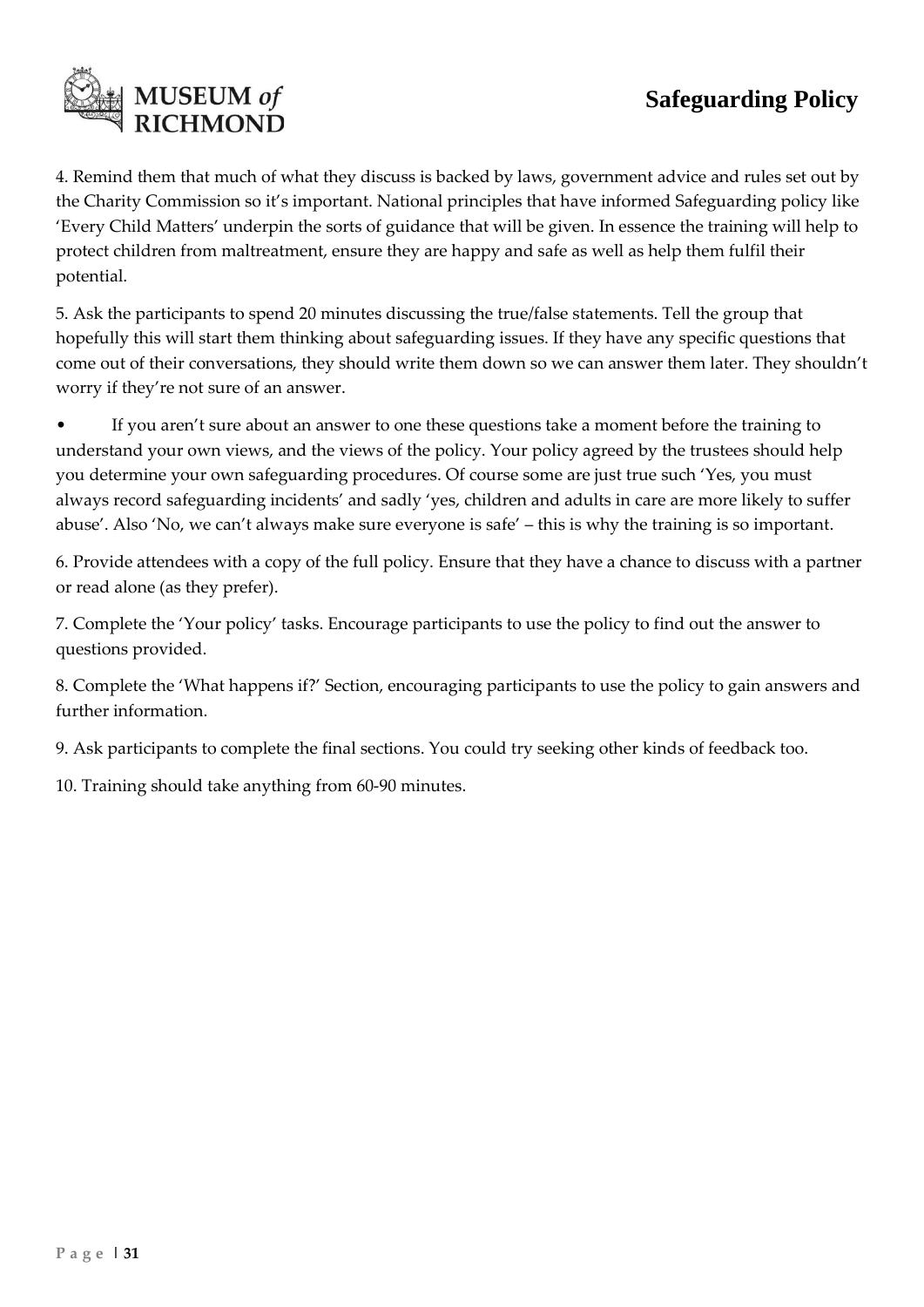4. Remind them that much of what they discuss is backed by laws, government advice and rules set out by the Charity Commission so it's important. National principles that have informed Safeguarding policy like 'Every Child Matters' underpin the sorts of guidance that will be given. In essence the training will help to protect children from maltreatment, ensure they are happy and safe as well as help them fulfil their potential.

5. Ask the participants to spend 20 minutes discussing the true/false statements. Tell the group that hopefully this will start them thinking about safeguarding issues. If they have any specific questions that come out of their conversations, they should write them down so we can answer them later. They shouldn't worry if they're not sure of an answer.

- If you aren't sure about an answer to one these questions take a moment before the training to understand your own views, and the views of the policy. Your policy agreed by the trustees should help you determine your own safeguarding procedures. Of course some are just true such 'Yes, you must always record safeguarding incidents' and sadly 'yes, children and adults in care are more likely to suffer abuse'. Also 'No, we can't always make sure everyone is safe' – this is why the training is so important.

6. Provide attendees with a copy of the full policy. Ensure that they have a chance to discuss with a partner or read alone (as they prefer).

7. Complete the 'Your policy' tasks. Encourage participants to use the policy to find out the answer to questions provided.

8. Complete the 'What happens if?' Section, encouraging participants to use the policy to gain answers and further information.

9. Ask participants to complete the final sections. You could try seeking other kinds of feedback too.

10. Training should take anything from 60-90 minutes.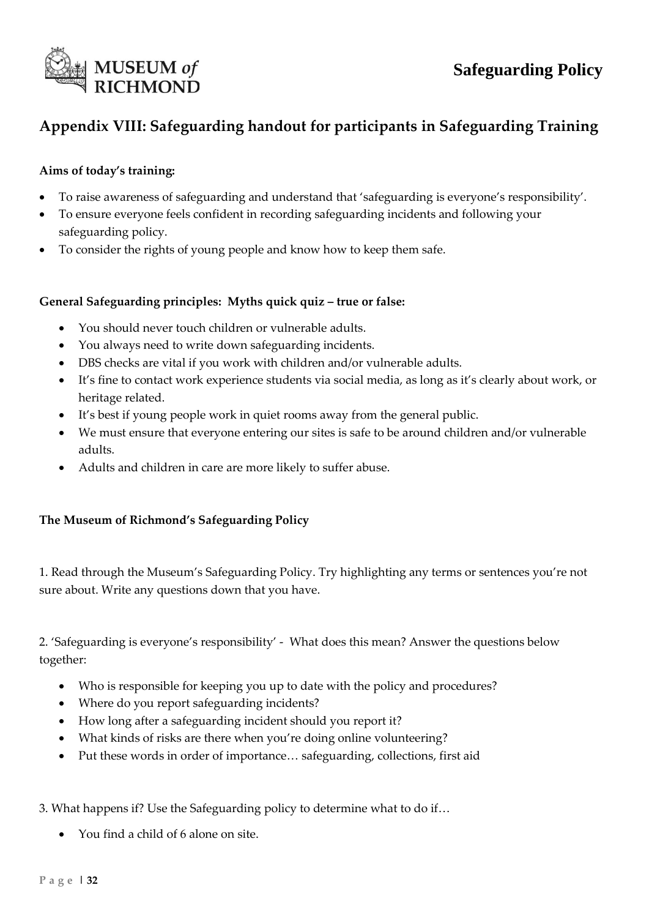## Appendix VIII: Safeguarding handout for participants in Safeguarding Training

**Aims of today's training:**

- To raise awareness of safeguarding and understand that 'safeguarding is everyone's responsibility'.
- To ensure everyone feels confident in recording safeguarding incidents and following your safeguarding policy.
- To consider the rights of young people and know how to keep them safe.

**General Safeguarding principles: Myths quick quiz – true or false:**

- You should never touch children or vulnerable adults.
- You always need to write down safeguarding incidents.
- DBS checks are vital if you work with children and/or vulnerable adults.
- It's fine to contact work experience students via social media, as long as it's clearly about work, or heritage related.
- It's best if young people work in quiet rooms away from the general public.
- We must ensure that everyone entering our sites is safe to be around children and/or vulnerable adults.
- Adults and children in care are more likely to suffer abuse.

**The Museum of Richmond's Safeguarding Policy**

1. Read through the Museum's Safeguarding Policy. Try highlighting any terms or sentences you're not sure about. Write any questions down that you have.

2. 'Safeguarding is everyone's responsibility' - What does this mean? Answer the questions below together:

- Who is responsible for keeping you up to date with the policy and procedures?
- Where do you report safeguarding incidents?
- How long after a safeguarding incident should you report it?
- What kinds of risks are there when you're doing online volunteering?
- Put these words in order of importance… safeguarding, collections, first aid

3. What happens if? Use the Safeguarding policy to determine what to do if…

- You find a child of 6 alone on site.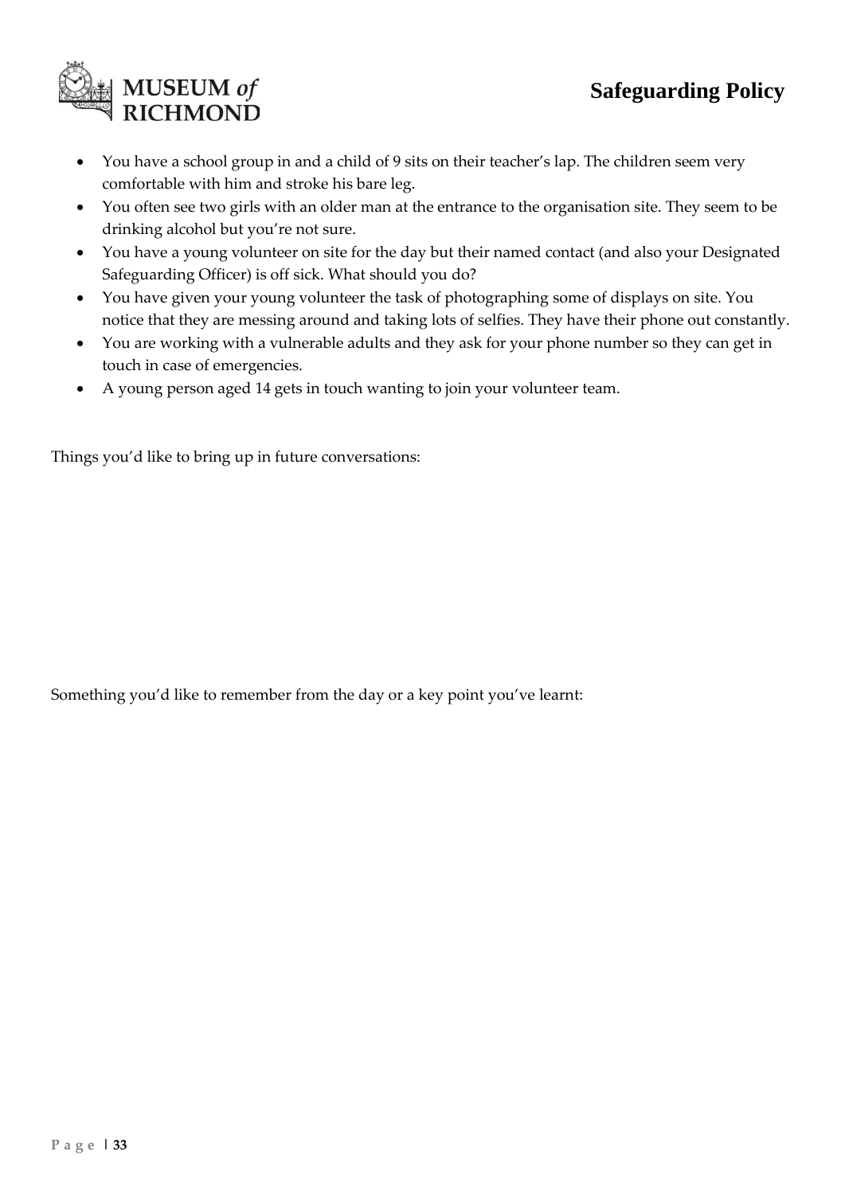- You have a school group in and a child of 9 sits on their teacher's lap. The children seem very comfortable with him and stroke his bare leg.
- You often see two girls with an older man at the entrance to the organisation site. They seem to be drinking alcohol but you're not sure.
- You have a young volunteer on site for the day but their named contact (and also your Designated Safeguarding Officer) is off sick. What should you do?
- You have given your young volunteer the task of photographing some of displays on site. You notice that they are messing around and taking lots of selfies. They have their phone out constantly.
- You are working with a vulnerable adults and they ask for your phone number so they can get in touch in case of emergencies.
- A young person aged 14 gets in touch wanting to join your volunteer team.

Things you'd like to bring up in future conversations:

Something you'd like to remember from the day or a key point you've learnt: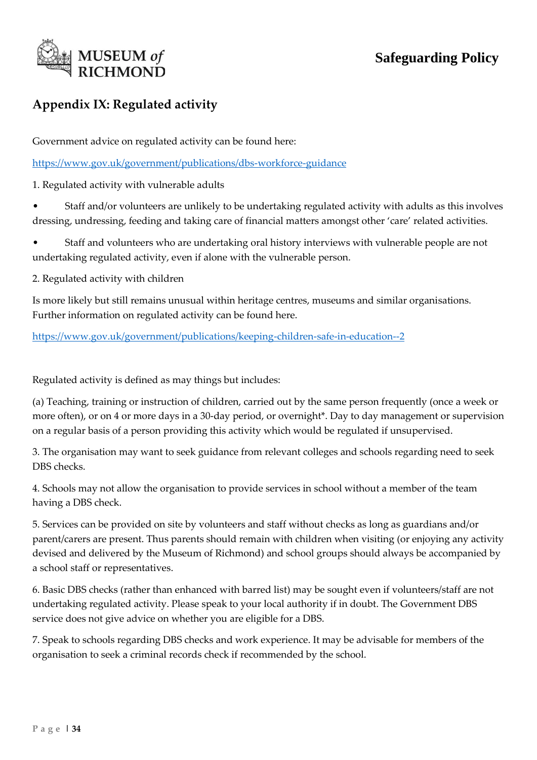## Appendix IX: Regulated activity

Government advice on regulated activity can be found here:

https://www.gov.uk/government/publications/dbs-workforce-guidance

1. Regulated activity with vulnerable adults

- Staff and/or volunteers are unlikely to be undertaking regulated activity with adults as this involves dressing, undressing, feeding and taking care of financial matters amongst other 'care' related activities.
- Staff and volunteers who are undertaking oral history interviews with vulnerable people are not undertaking regulated activity, even if alone with the vulnerable person.

2. Regulated activity with children

Is more likely but still remains unusual within heritage centres, museums and similar organisations. Further information on regulated activity can be found here.

https://www.gov.uk/government/publications/keeping-children-safe-in-education--2

Regulated activity is defined as may things but includes:

(a) Teaching, training or instruction of children, carried out by the same person frequently (once a week or more often), or on 4 or more days in a 30-day period, or overnight*. Day to day management or supervision on a regular basis of a person providing this activity which would be regulated if unsupervised.

3. The organisation may want to seek guidance from relevant colleges and schools regarding need to seek DBS checks.

4. Schools may not allow the organisation to provide services in school without a member of the team having a DBS check.

5. Services can be provided on site by volunteers and staff without checks as long as guardians and/or parent/carers are present. Thus parents should remain with children when visiting (or enjoying any activity devised and delivered by the Museum of Richmond) and school groups should always be accompanied by a school staff or representatives.

6. Basic DBS checks (rather than enhanced with barred list) may be sought even if volunteers/staff are not undertaking regulated activity. Please speak to your local authority if in doubt. The Government DBS service does not give advice on whether you are eligible for a DBS.

7. Speak to schools regarding DBS checks and work experience. It may be advisable for members of the organisation to seek a criminal records check if recommended by the school.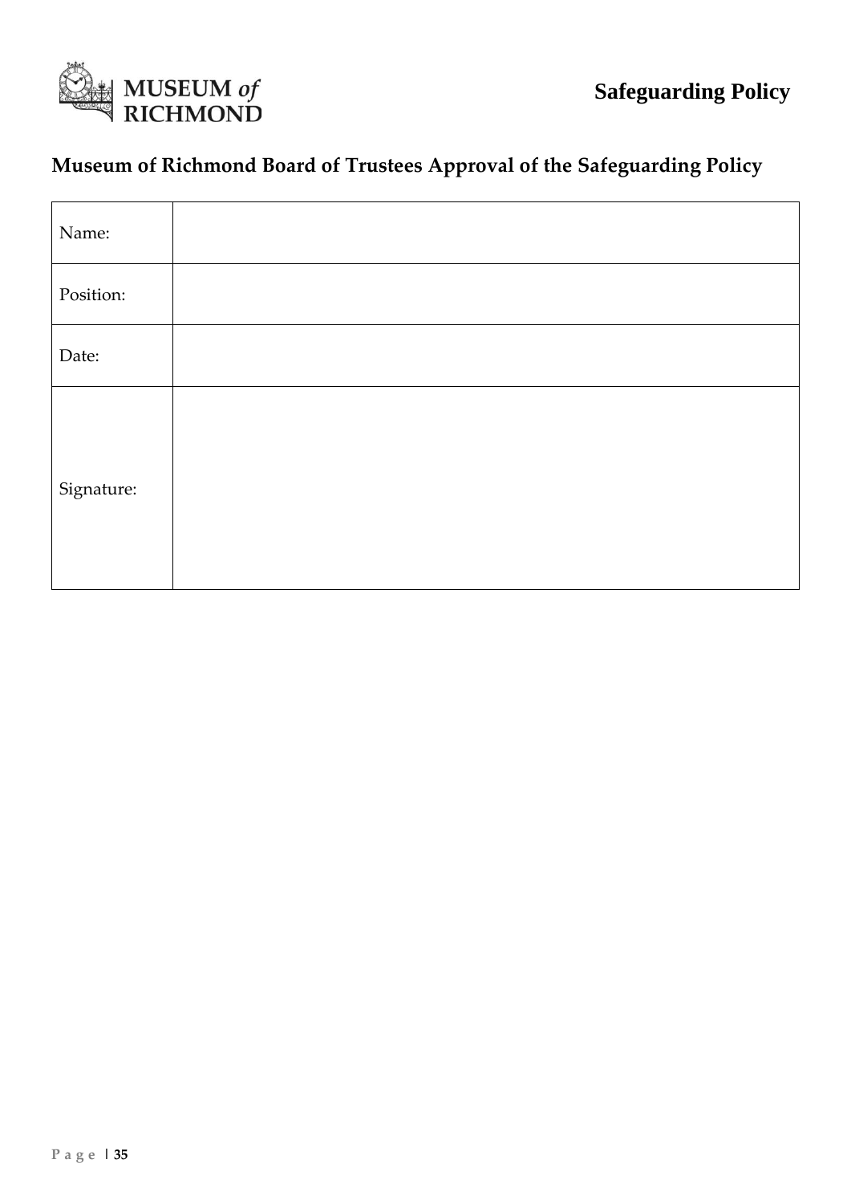## Museum of Richmond Board of Trustees Approval of the Safeguarding Policy

| | |
|---|---|
| Name: | |
| Position: | |
| Date: | |
| Signature: | |